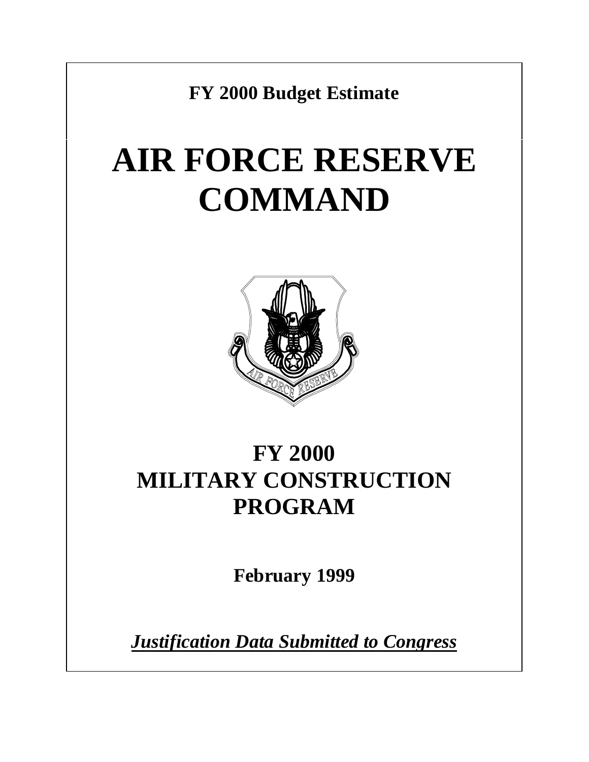**FY 2000 Budget Estimate**

# AIR FORCE RESERVE COMMAND

## FY 2000 MILITARY CONSTRUCTION PROGRAM

**February 1999**

***Justification Data Submitted to Congress***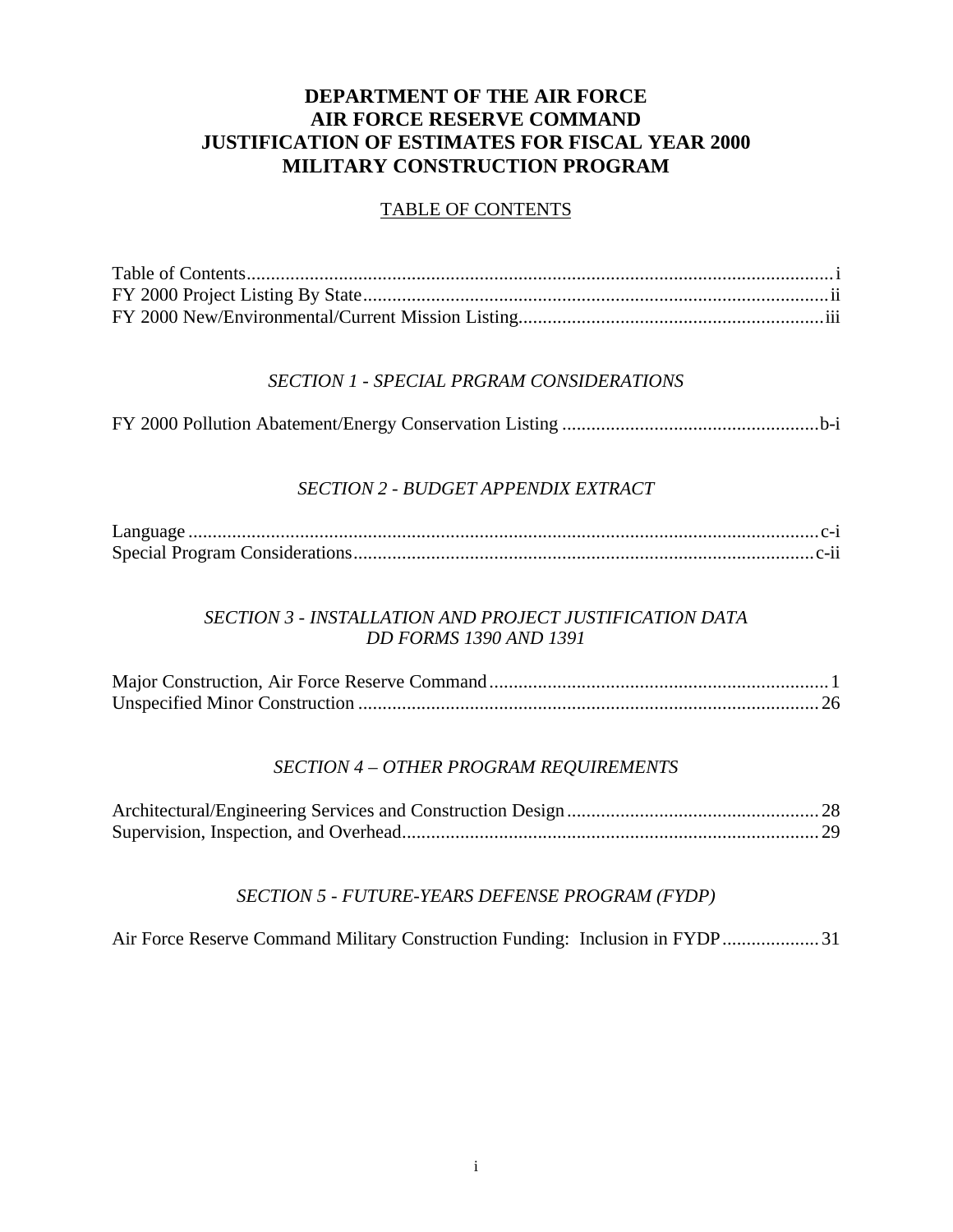# DEPARTMENT OF THE AIR FORCE
# AIR FORCE RESERVE COMMAND
# JUSTIFICATION OF ESTIMATES FOR FISCAL YEAR 2000
# MILITARY CONSTRUCTION PROGRAM

## TABLE OF CONTENTS

Table of Contents....................i
FY 2000 Project Listing By State....................ii
FY 2000 New/Environmental/Current Mission Listing....................iii

### *SECTION 1 - SPECIAL PRGRAM CONSIDERATIONS*

FY 2000 Pollution Abatement/Energy Conservation Listing....................b-i

### *SECTION 2 - BUDGET APPENDIX EXTRACT*

Language....................c-i
Special Program Considerations....................c-ii

### *SECTION 3 - INSTALLATION AND PROJECT JUSTIFICATION DATA DD FORMS 1390 AND 1391*

Major Construction, Air Force Reserve Command....................1
Unspecified Minor Construction....................26

### *SECTION 4 – OTHER PROGRAM REQUIREMENTS*

Architectural/Engineering Services and Construction Design....................28
Supervision, Inspection, and Overhead....................29

### *SECTION 5 - FUTURE-YEARS DEFENSE PROGRAM (FYDP)*

Air Force Reserve Command Military Construction Funding: Inclusion in FYDP....................31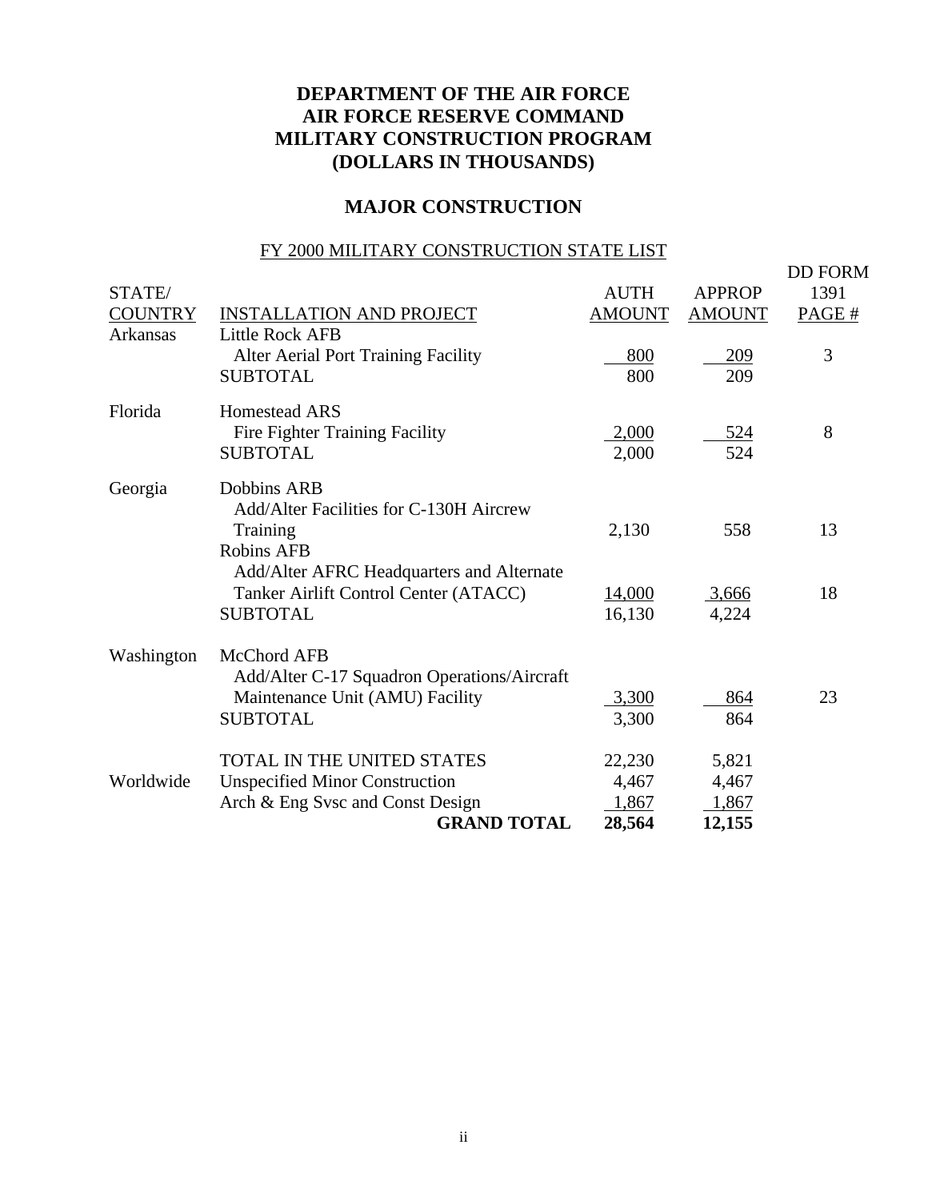# DEPARTMENT OF THE AIR FORCE
# AIR FORCE RESERVE COMMAND
# MILITARY CONSTRUCTION PROGRAM
# (DOLLARS IN THOUSANDS)

## MAJOR CONSTRUCTION

### FY 2000 MILITARY CONSTRUCTION STATE LIST

| STATE/ COUNTRY | INSTALLATION AND PROJECT | AUTH AMOUNT | APPROP AMOUNT | DD FORM 1391 PAGE # |
|---|---|---|---|---|
| Arkansas | Little Rock AFB | | | |
| | Alter Aerial Port Training Facility | 800 | 209 | 3 |
| | SUBTOTAL | 800 | 209 | |
| Florida | Homestead ARS | | | |
| | Fire Fighter Training Facility | 2,000 | 524 | 8 |
| | SUBTOTAL | 2,000 | 524 | |
| Georgia | Dobbins ARB | | | |
| | Add/Alter Facilities for C-130H Aircrew Training | 2,130 | 558 | 13 |
| | Robins AFB | | | |
| | Add/Alter AFRC Headquarters and Alternate Tanker Airlift Control Center (ATACC) | 14,000 | 3,666 | 18 |
| | SUBTOTAL | 16,130 | 4,224 | |
| Washington | McChord AFB | | | |
| | Add/Alter C-17 Squadron Operations/Aircraft Maintenance Unit (AMU) Facility | 3,300 | 864 | 23 |
| | SUBTOTAL | 3,300 | 864 | |
| | TOTAL IN THE UNITED STATES | 22,230 | 5,821 | |
| Worldwide | Unspecified Minor Construction | 4,467 | 4,467 | |
| | Arch & Eng Svsc and Const Design | 1,867 | 1,867 | |
| | **GRAND TOTAL** | **28,564** | **12,155** | |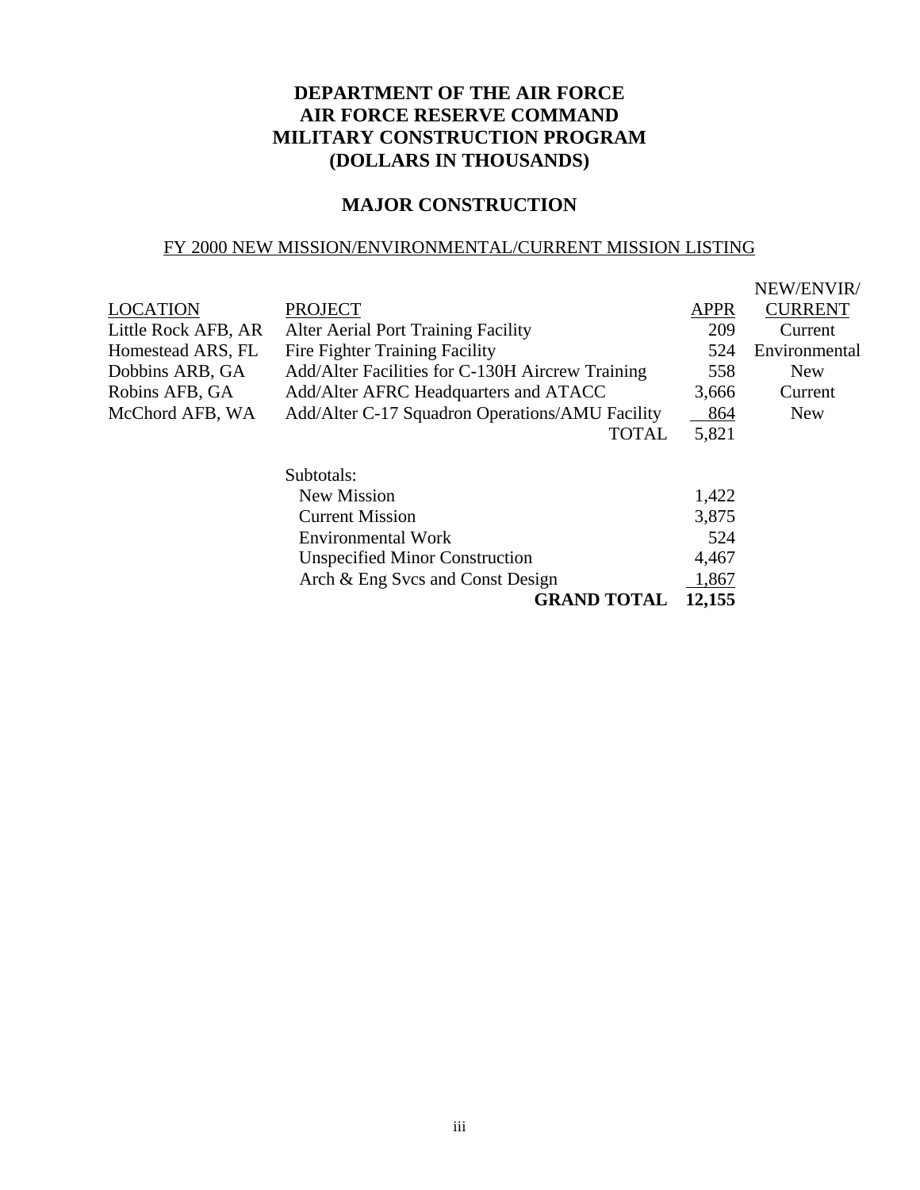# DEPARTMENT OF THE AIR FORCE
# AIR FORCE RESERVE COMMAND
# MILITARY CONSTRUCTION PROGRAM
# (DOLLARS IN THOUSANDS)

## MAJOR CONSTRUCTION

### FY 2000 NEW MISSION/ENVIRONMENTAL/CURRENT MISSION LISTING

| LOCATION | PROJECT | APPR | NEW/ENVIR/ CURRENT |
|---|---|---|---|
| Little Rock AFB, AR | Alter Aerial Port Training Facility | 209 | Current |
| Homestead ARS, FL | Fire Fighter Training Facility | 524 | Environmental |
| Dobbins ARB, GA | Add/Alter Facilities for C-130H Aircrew Training | 558 | New |
| Robins AFB, GA | Add/Alter AFRC Headquarters and ATACC | 3,666 | Current |
| McChord AFB, WA | Add/Alter C-17 Squadron Operations/AMU Facility | 864 | New |
| | TOTAL | 5,821 | |
| | Subtotals: | | |
| | New Mission | 1,422 | |
| | Current Mission | 3,875 | |
| | Environmental Work | 524 | |
| | Unspecified Minor Construction | 4,467 | |
| | Arch & Eng Svcs and Const Design | 1,867 | |
| | **GRAND TOTAL** | **12,155** | |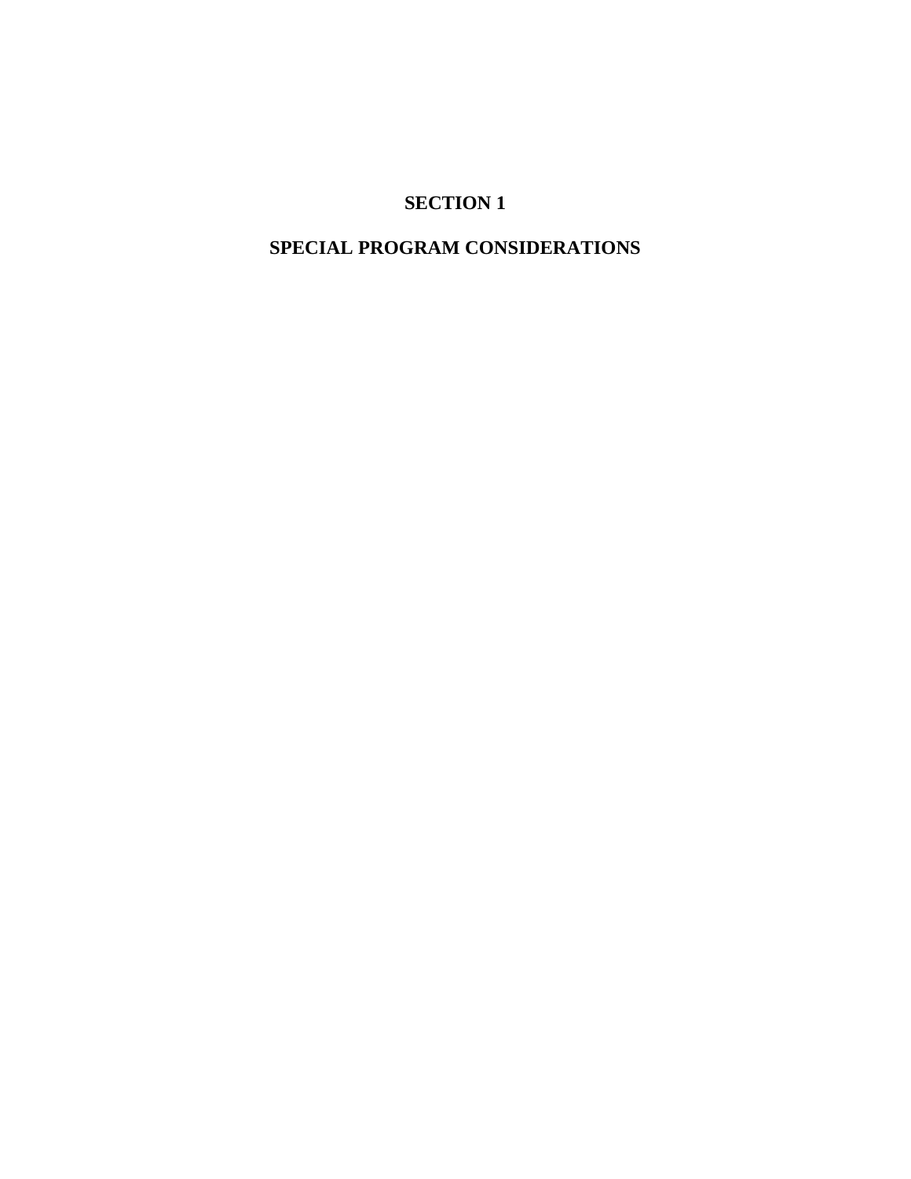# SECTION 1

# SPECIAL PROGRAM CONSIDERATIONS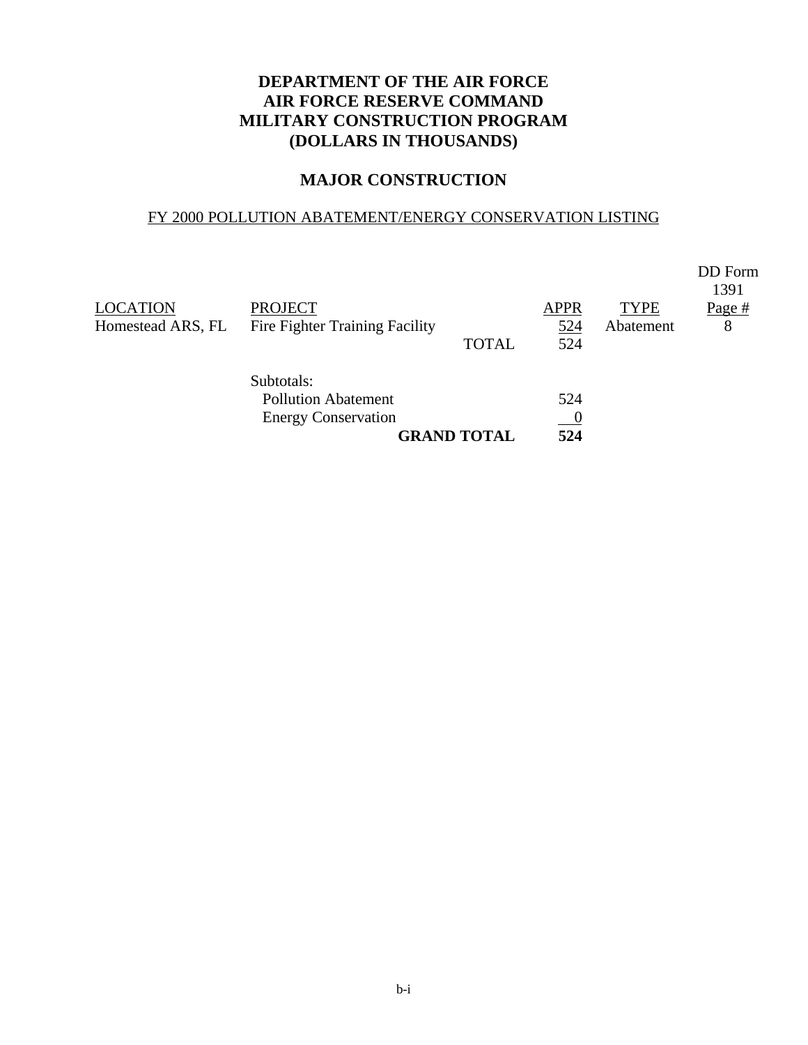# DEPARTMENT OF THE AIR FORCE
# AIR FORCE RESERVE COMMAND
# MILITARY CONSTRUCTION PROGRAM
# (DOLLARS IN THOUSANDS)

## MAJOR CONSTRUCTION

FY 2000 POLLUTION ABATEMENT/ENERGY CONSERVATION LISTING

| LOCATION | PROJECT | | APPR | TYPE | DD Form 1391 Page # |
|---|---|---|---|---|---|
| Homestead ARS, FL | Fire Fighter Training Facility | | 524 | Abatement | 8 |
| | | TOTAL | 524 | | |
| | Subtotals: | | | | |
| | Pollution Abatement | | 524 | | |
| | Energy Conservation | | 0 | | |
| | | **GRAND TOTAL** | **524** | | |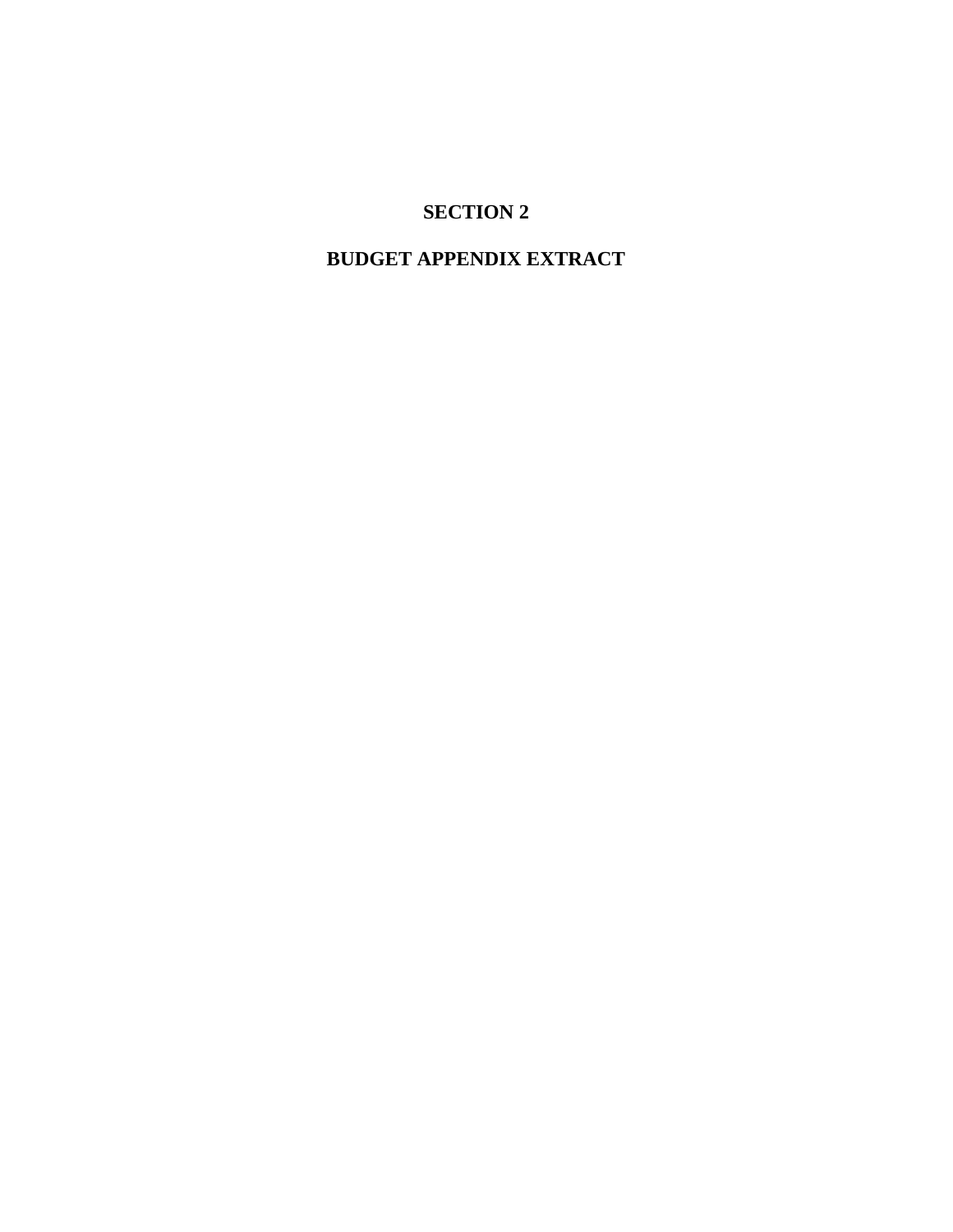# SECTION 2

# BUDGET APPENDIX EXTRACT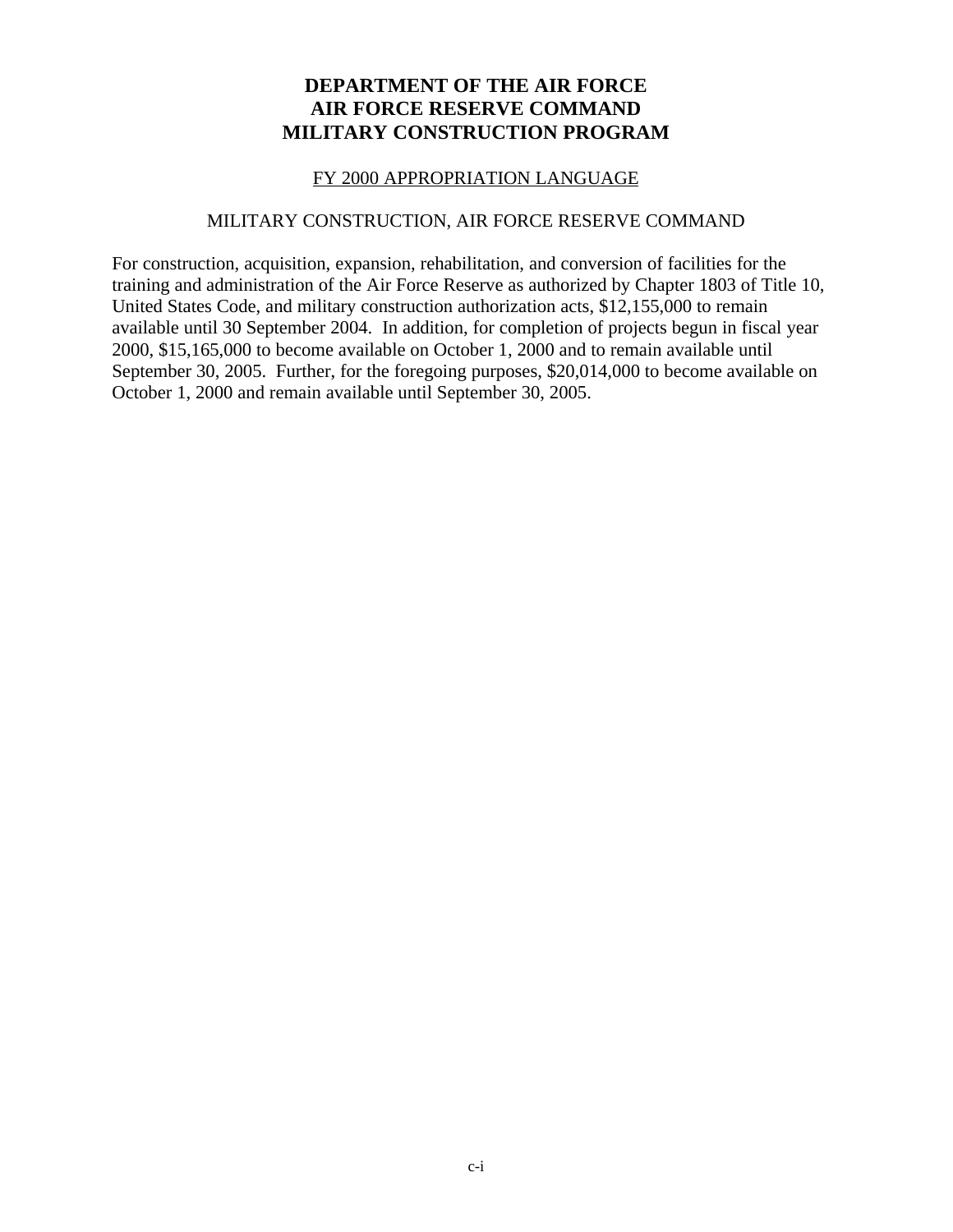# DEPARTMENT OF THE AIR FORCE
# AIR FORCE RESERVE COMMAND
# MILITARY CONSTRUCTION PROGRAM

## FY 2000 APPROPRIATION LANGUAGE

### MILITARY CONSTRUCTION, AIR FORCE RESERVE COMMAND

For construction, acquisition, expansion, rehabilitation, and conversion of facilities for the training and administration of the Air Force Reserve as authorized by Chapter 1803 of Title 10, United States Code, and military construction authorization acts, $12,155,000 to remain available until 30 September 2004. In addition, for completion of projects begun in fiscal year 2000, $15,165,000 to become available on October 1, 2000 and to remain available until September 30, 2005. Further, for the foregoing purposes, $20,014,000 to become available on October 1, 2000 and remain available until September 30, 2005.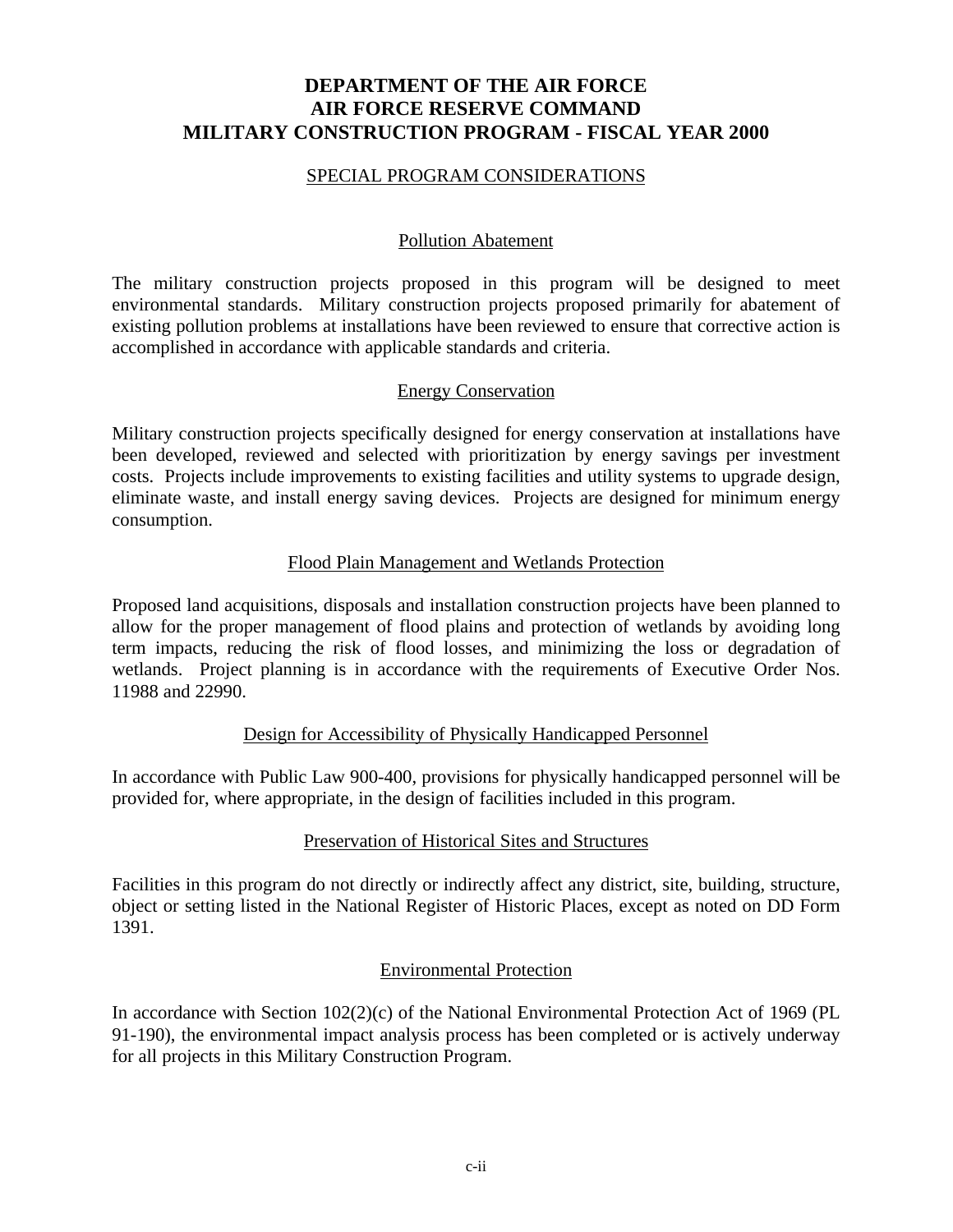# DEPARTMENT OF THE AIR FORCE
# AIR FORCE RESERVE COMMAND
# MILITARY CONSTRUCTION PROGRAM - FISCAL YEAR 2000

## SPECIAL PROGRAM CONSIDERATIONS

### Pollution Abatement

The military construction projects proposed in this program will be designed to meet environmental standards. Military construction projects proposed primarily for abatement of existing pollution problems at installations have been reviewed to ensure that corrective action is accomplished in accordance with applicable standards and criteria.

### Energy Conservation

Military construction projects specifically designed for energy conservation at installations have been developed, reviewed and selected with prioritization by energy savings per investment costs. Projects include improvements to existing facilities and utility systems to upgrade design, eliminate waste, and install energy saving devices. Projects are designed for minimum energy consumption.

### Flood Plain Management and Wetlands Protection

Proposed land acquisitions, disposals and installation construction projects have been planned to allow for the proper management of flood plains and protection of wetlands by avoiding long term impacts, reducing the risk of flood losses, and minimizing the loss or degradation of wetlands. Project planning is in accordance with the requirements of Executive Order Nos. 11988 and 22990.

### Design for Accessibility of Physically Handicapped Personnel

In accordance with Public Law 900-400, provisions for physically handicapped personnel will be provided for, where appropriate, in the design of facilities included in this program.

### Preservation of Historical Sites and Structures

Facilities in this program do not directly or indirectly affect any district, site, building, structure, object or setting listed in the National Register of Historic Places, except as noted on DD Form 1391.

### Environmental Protection

In accordance with Section 102(2)(c) of the National Environmental Protection Act of 1969 (PL 91-190), the environmental impact analysis process has been completed or is actively underway for all projects in this Military Construction Program.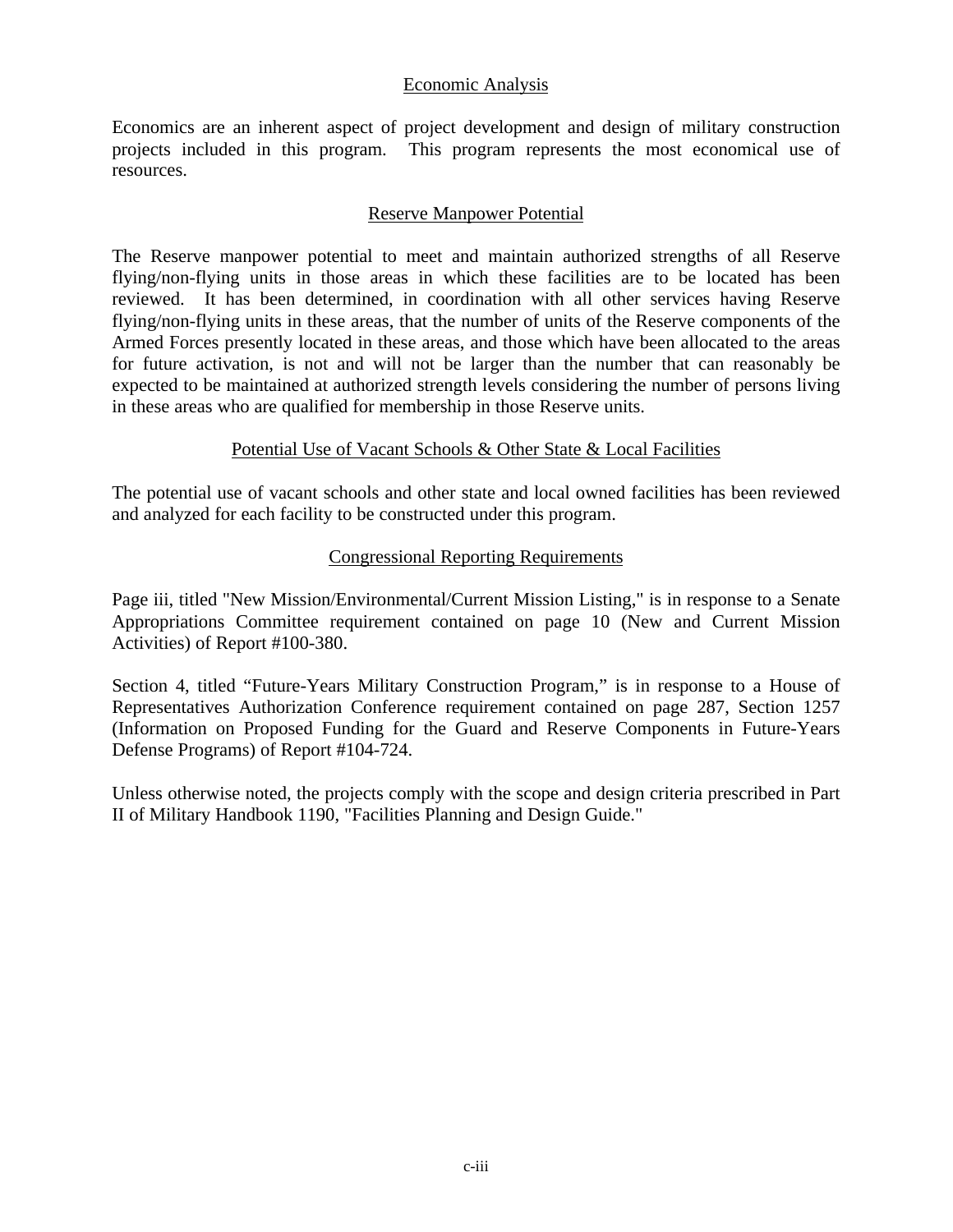## Economic Analysis

Economics are an inherent aspect of project development and design of military construction projects included in this program. This program represents the most economical use of resources.

## Reserve Manpower Potential

The Reserve manpower potential to meet and maintain authorized strengths of all Reserve flying/non-flying units in those areas in which these facilities are to be located has been reviewed. It has been determined, in coordination with all other services having Reserve flying/non-flying units in these areas, that the number of units of the Reserve components of the Armed Forces presently located in these areas, and those which have been allocated to the areas for future activation, is not and will not be larger than the number that can reasonably be expected to be maintained at authorized strength levels considering the number of persons living in these areas who are qualified for membership in those Reserve units.

## Potential Use of Vacant Schools & Other State & Local Facilities

The potential use of vacant schools and other state and local owned facilities has been reviewed and analyzed for each facility to be constructed under this program.

## Congressional Reporting Requirements

Page iii, titled "New Mission/Environmental/Current Mission Listing," is in response to a Senate Appropriations Committee requirement contained on page 10 (New and Current Mission Activities) of Report #100-380.

Section 4, titled "Future-Years Military Construction Program," is in response to a House of Representatives Authorization Conference requirement contained on page 287, Section 1257 (Information on Proposed Funding for the Guard and Reserve Components in Future-Years Defense Programs) of Report #104-724.

Unless otherwise noted, the projects comply with the scope and design criteria prescribed in Part II of Military Handbook 1190, "Facilities Planning and Design Guide."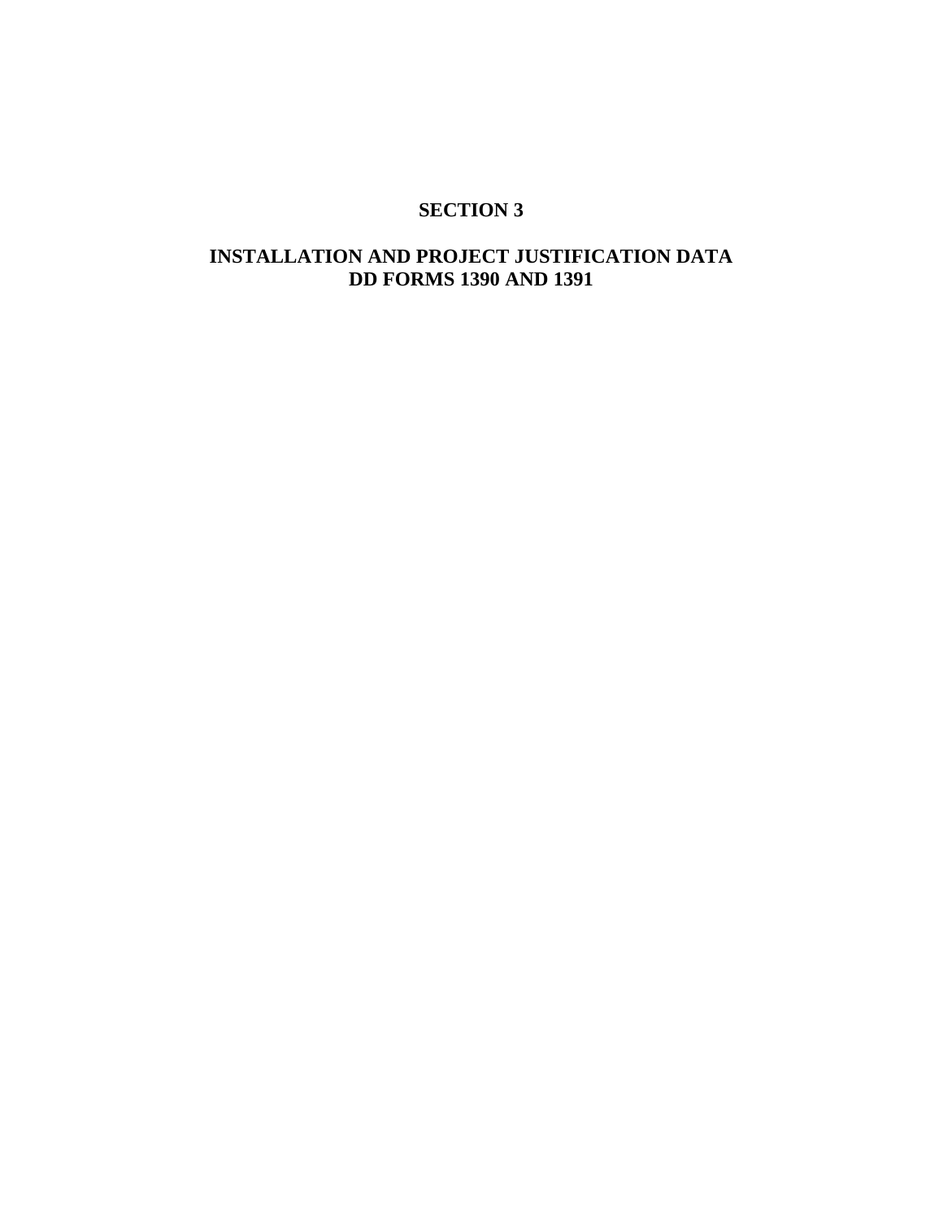# SECTION 3

## INSTALLATION AND PROJECT JUSTIFICATION DATA
## DD FORMS 1390 AND 1391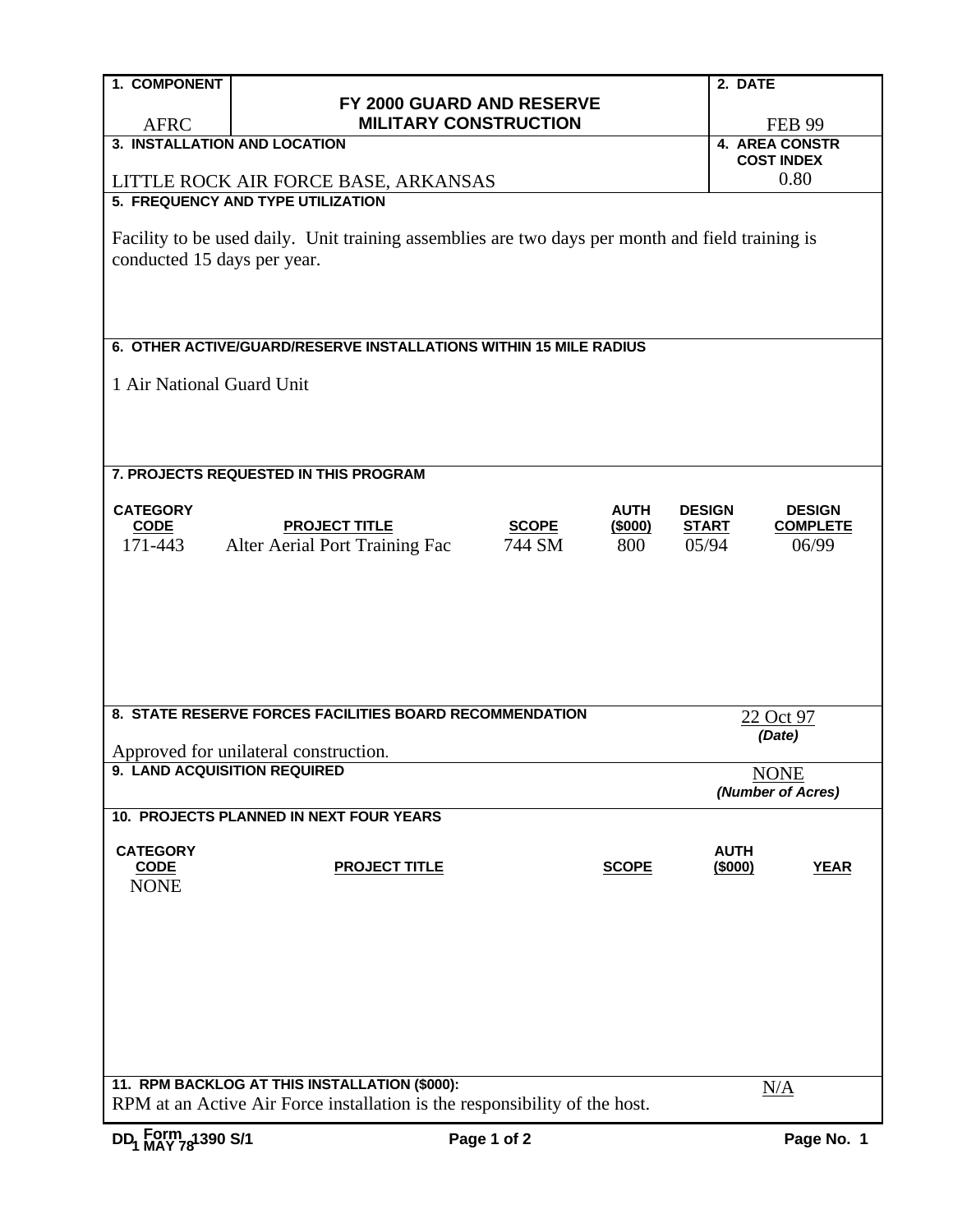| 1. COMPONENT | FY 2000 GUARD AND RESERVE MILITARY CONSTRUCTION | 2. DATE |
|---|---|---|
| AFRC | | FEB 99 |

**3. INSTALLATION AND LOCATION**

LITTLE ROCK AIR FORCE BASE, ARKANSAS

**4. AREA CONSTR COST INDEX**

0.80

**5. FREQUENCY AND TYPE UTILIZATION**

Facility to be used daily. Unit training assemblies are two days per month and field training is conducted 15 days per year.

**6. OTHER ACTIVE/GUARD/RESERVE INSTALLATIONS WITHIN 15 MILE RADIUS**

1 Air National Guard Unit

**7. PROJECTS REQUESTED IN THIS PROGRAM**

| CATEGORY CODE | PROJECT TITLE | SCOPE | AUTH ($000) | DESIGN START | DESIGN COMPLETE |
|---|---|---|---|---|---|
| 171-443 | Alter Aerial Port Training Fac | 744 SM | 800 | 05/94 | 06/99 |

**8. STATE RESERVE FORCES FACILITIES BOARD RECOMMENDATION**

22 Oct 97
*(Date)*

Approved for unilateral construction.

**9. LAND ACQUISITION REQUIRED**

NONE
*(Number of Acres)*

**10. PROJECTS PLANNED IN NEXT FOUR YEARS**

| CATEGORY CODE | PROJECT TITLE | SCOPE | AUTH ($000) | YEAR |
|---|---|---|---|---|
| NONE | | | | |

**11. RPM BACKLOG AT THIS INSTALLATION ($000):**

N/A

RPM at an Active Air Force installation is the responsibility of the host.

DD Form 1390 S/1, 1 MAY 78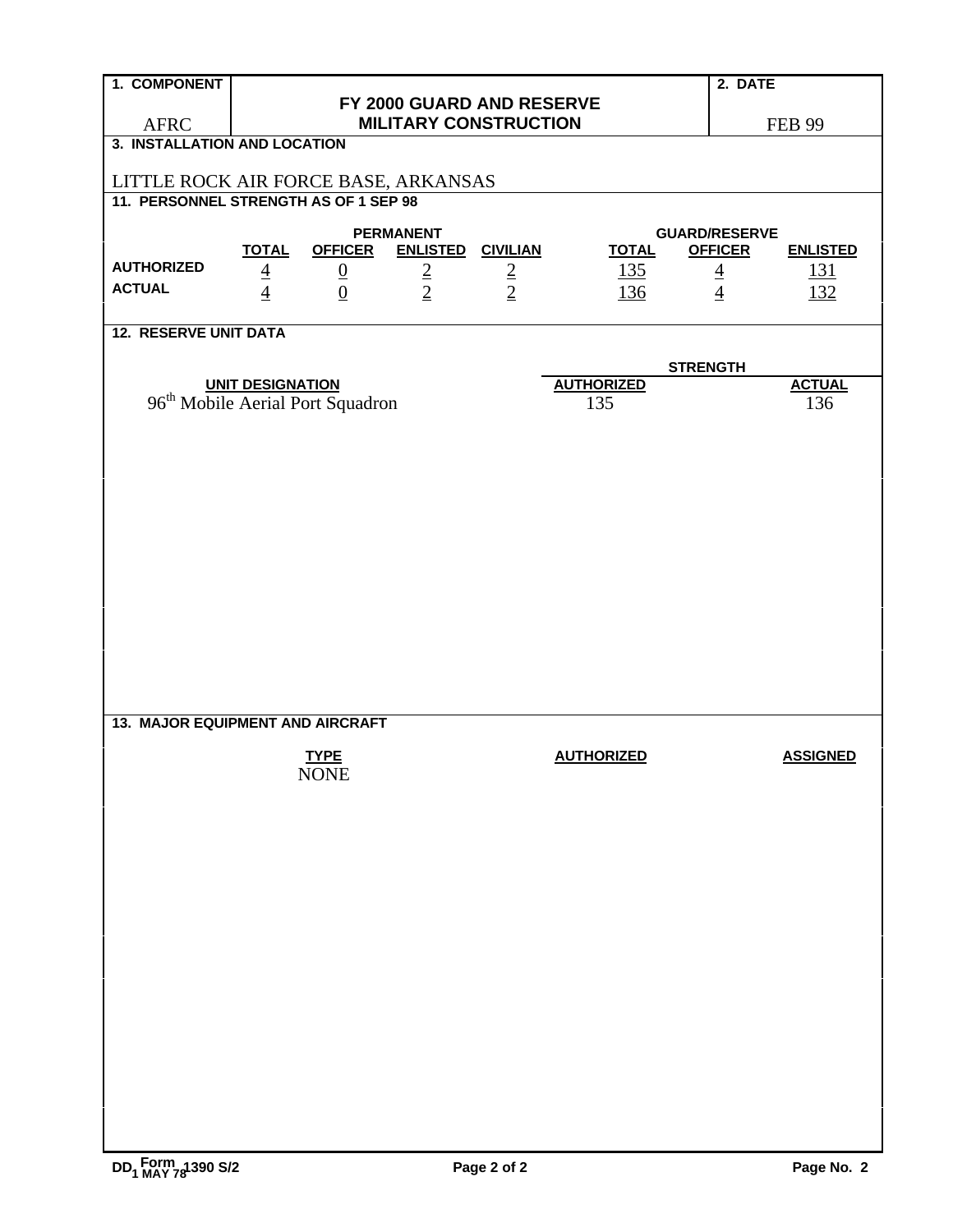| 1. COMPONENT | FY 2000 GUARD AND RESERVE MILITARY CONSTRUCTION | 2. DATE |
|---|---|---|
| AFRC | | FEB 99 |

**3. INSTALLATION AND LOCATION**

LITTLE ROCK AIR FORCE BASE, ARKANSAS

**11. PERSONNEL STRENGTH AS OF 1 SEP 98**

| | PERMANENT | | | | GUARD/RESERVE | | |
|---|---|---|---|---|---|---|---|
| | TOTAL | OFFICER | ENLISTED | CIVILIAN | TOTAL | OFFICER | ENLISTED |
| AUTHORIZED | 4 | 0 | 2 | 2 | 135 | 4 | 131 |
| ACTUAL | 4 | 0 | 2 | 2 | 136 | 4 | 132 |

**12. RESERVE UNIT DATA**

| UNIT DESIGNATION | STRENGTH AUTHORIZED | STRENGTH ACTUAL |
|---|---|---|
| 96th Mobile Aerial Port Squadron | 135 | 136 |

**13. MAJOR EQUIPMENT AND AIRCRAFT**

| TYPE | AUTHORIZED | ASSIGNED |
|---|---|---|
| NONE | | |

DD Form 1390 S/2, 1 MAY 78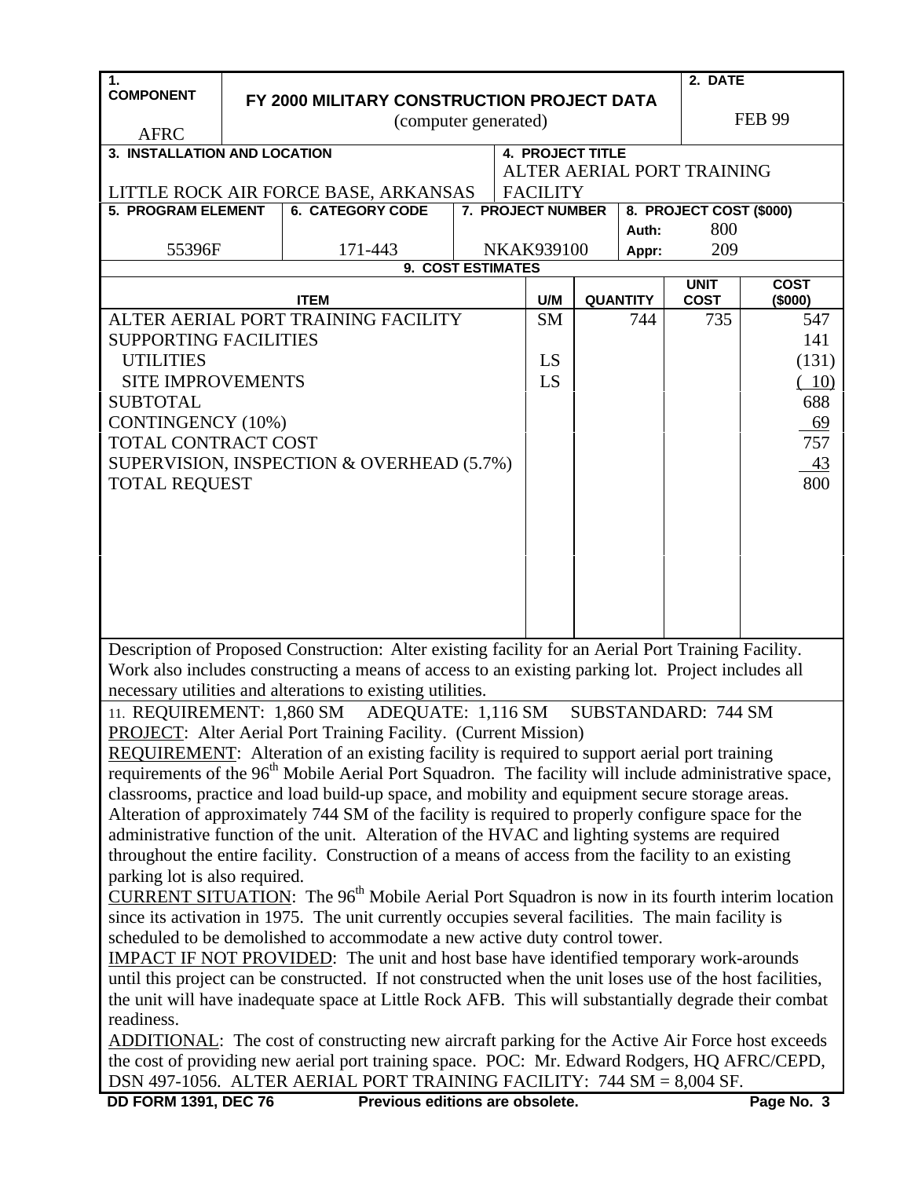| 1. COMPONENT | FY 2000 MILITARY CONSTRUCTION PROJECT DATA (computer generated) | 2. DATE |
|---|---|---|
| AFRC | | FEB 99 |

| 3. INSTALLATION AND LOCATION | 4. PROJECT TITLE |
|---|---|
| LITTLE ROCK AIR FORCE BASE, ARKANSAS | ALTER AERIAL PORT TRAINING FACILITY |

| 5. PROGRAM ELEMENT | 6. CATEGORY CODE | 7. PROJECT NUMBER | 8. PROJECT COST ($000) |
|---|---|---|---|
| 55396F | 171-443 | NKAK939100 | Auth: 800 Appr: 209 |

**9. COST ESTIMATES**

| ITEM | U/M | QUANTITY | UNIT COST | COST ($000) |
|---|---|---|---|---|
| ALTER AERIAL PORT TRAINING FACILITY | SM | 744 | 735 | 547 |
| SUPPORTING FACILITIES | | | | 141 |
| UTILITIES | LS | | | (131) |
| SITE IMPROVEMENTS | LS | | | ( 10) |
| SUBTOTAL | | | | 688 |
| CONTINGENCY (10%) | | | | 69 |
| TOTAL CONTRACT COST | | | | 757 |
| SUPERVISION, INSPECTION & OVERHEAD (5.7%) | | | | 43 |
| TOTAL REQUEST | | | | 800 |

Description of Proposed Construction: Alter existing facility for an Aerial Port Training Facility. Work also includes constructing a means of access to an existing parking lot. Project includes all necessary utilities and alterations to existing utilities.

11. REQUIREMENT: 1,860 SM ADEQUATE: 1,116 SM SUBSTANDARD: 744 SM

PROJECT: Alter Aerial Port Training Facility. (Current Mission)

REQUIREMENT: Alteration of an existing facility is required to support aerial port training requirements of the 96th Mobile Aerial Port Squadron. The facility will include administrative space, classrooms, practice and load build-up space, and mobility and equipment secure storage areas. Alteration of approximately 744 SM of the facility is required to properly configure space for the administrative function of the unit. Alteration of the HVAC and lighting systems are required throughout the entire facility. Construction of a means of access from the facility to an existing parking lot is also required.

CURRENT SITUATION: The 96th Mobile Aerial Port Squadron is now in its fourth interim location since its activation in 1975. The unit currently occupies several facilities. The main facility is scheduled to be demolished to accommodate a new active duty control tower.

IMPACT IF NOT PROVIDED: The unit and host base have identified temporary work-arounds until this project can be constructed. If not constructed when the unit loses use of the host facilities, the unit will have inadequate space at Little Rock AFB. This will substantially degrade their combat readiness.

ADDITIONAL: The cost of constructing new aircraft parking for the Active Air Force host exceeds the cost of providing new aerial port training space. POC: Mr. Edward Rodgers, HQ AFRC/CEPD, DSN 497-1056. ALTER AERIAL PORT TRAINING FACILITY: 744 SM = 8,004 SF.

DD FORM 1391, DEC 76 Previous editions are obsolete.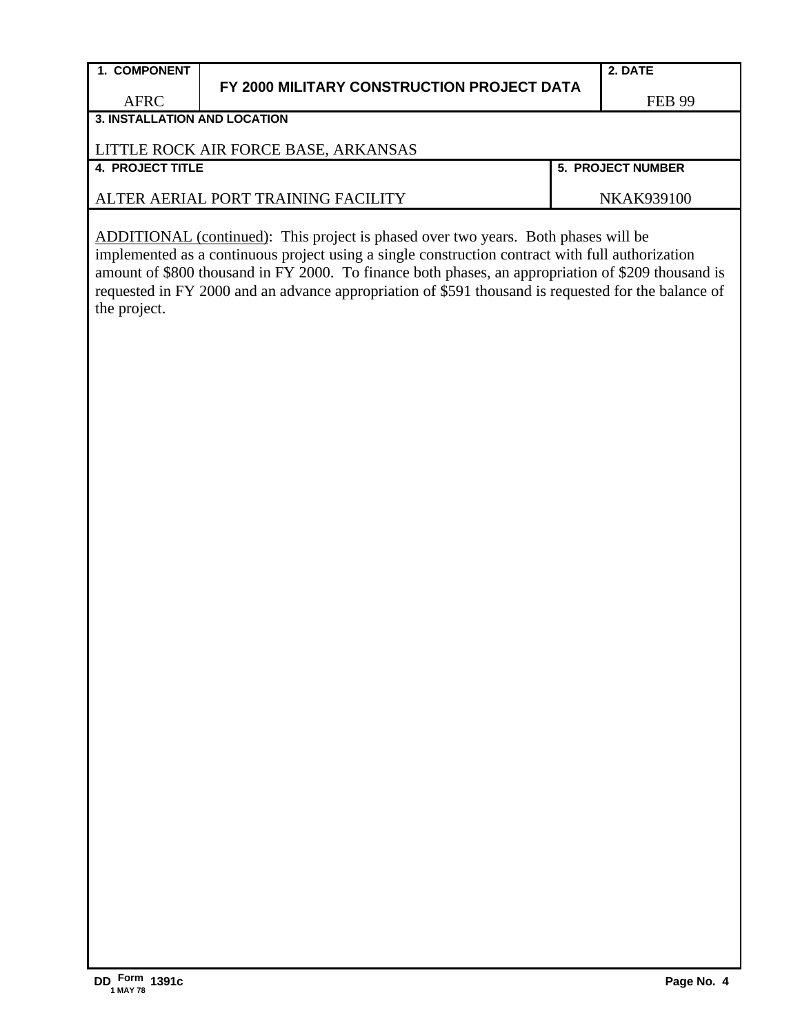| 1. COMPONENT | FY 2000 MILITARY CONSTRUCTION PROJECT DATA | 2. DATE |
|---|---|---|
| AFRC | | FEB 99 |

| 3. INSTALLATION AND LOCATION | |
|---|---|
| LITTLE ROCK AIR FORCE BASE, ARKANSAS | |
| **4. PROJECT TITLE** | **5. PROJECT NUMBER** |
| ALTER AERIAL PORT TRAINING FACILITY | NKAK939100 |

ADDITIONAL (continued): This project is phased over two years. Both phases will be implemented as a continuous project using a single construction contract with full authorization amount of $800 thousand in FY 2000. To finance both phases, an appropriation of $209 thousand is requested in FY 2000 and an advance appropriation of $591 thousand is requested for the balance of the project.

DD Form 1391c, 1 MAY 78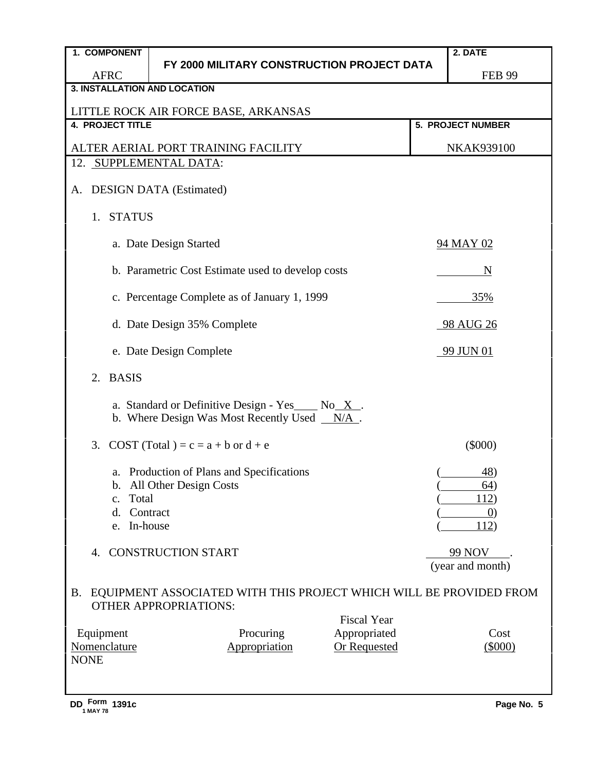| 1. COMPONENT | FY 2000 MILITARY CONSTRUCTION PROJECT DATA | 2. DATE |
|---|---|---|
| AFRC | | FEB 99 |

**3. INSTALLATION AND LOCATION**

LITTLE ROCK AIR FORCE BASE, ARKANSAS

| 4. PROJECT TITLE | 5. PROJECT NUMBER |
|---|---|
| ALTER AERIAL PORT TRAINING FACILITY | NKAK939100 |

12. SUPPLEMENTAL DATA:

A. DESIGN DATA (Estimated)

1. STATUS

   a. Date Design Started — 94 MAY 02

   b. Parametric Cost Estimate used to develop costs — N

   c. Percentage Complete as of January 1, 1999 — 35%

   d. Date Design 35% Complete — 98 AUG 26

   e. Date Design Complete — 99 JUN 01

2. BASIS

   a. Standard or Definitive Design - Yes____ No X .
   b. Where Design Was Most Recently Used N/A .

3. COST (Total ) = c = a + b or d + e — ($000)

   a. Production of Plans and Specifications — (48)
   b. All Other Design Costs — (64)
   c. Total — (112)
   d. Contract — (0)
   e. In-house — (112)

4. CONSTRUCTION START — 99 NOV (year and month)

B. EQUIPMENT ASSOCIATED WITH THIS PROJECT WHICH WILL BE PROVIDED FROM OTHER APPROPRIATIONS:

| Equipment Nomenclature | Procuring Appropriation | Fiscal Year Appropriated Or Requested | Cost ($000) |
|---|---|---|---|
| NONE | | | |

DD Form 1391c, 1 MAY 78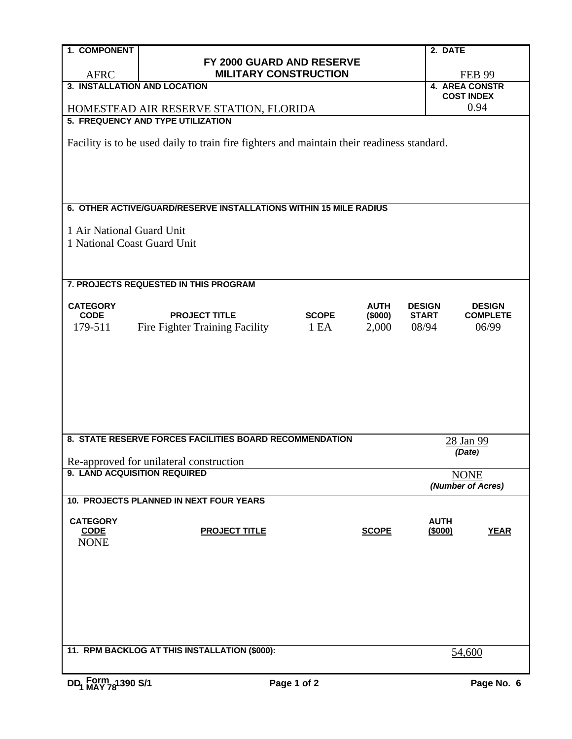| 1. COMPONENT | FY 2000 GUARD AND RESERVE MILITARY CONSTRUCTION | 2. DATE |
|---|---|---|
| AFRC | | FEB 99 |

| 3. INSTALLATION AND LOCATION | 4. AREA CONSTR COST INDEX |
|---|---|
| HOMESTEAD AIR RESERVE STATION, FLORIDA | 0.94 |

**5. FREQUENCY AND TYPE UTILIZATION**

Facility is to be used daily to train fire fighters and maintain their readiness standard.

**6. OTHER ACTIVE/GUARD/RESERVE INSTALLATIONS WITHIN 15 MILE RADIUS**

1 Air National Guard Unit
1 National Coast Guard Unit

**7. PROJECTS REQUESTED IN THIS PROGRAM**

| CATEGORY CODE | PROJECT TITLE | SCOPE | AUTH ($000) | DESIGN START | DESIGN COMPLETE |
|---|---|---|---|---|---|
| 179-511 | Fire Fighter Training Facility | 1 EA | 2,000 | 08/94 | 06/99 |

**8. STATE RESERVE FORCES FACILITIES BOARD RECOMMENDATION** 28 Jan 99 *(Date)*

Re-approved for unilateral construction

**9. LAND ACQUISITION REQUIRED** NONE *(Number of Acres)*

**10. PROJECTS PLANNED IN NEXT FOUR YEARS**

| CATEGORY CODE | PROJECT TITLE | SCOPE | AUTH ($000) | YEAR |
|---|---|---|---|---|
| NONE | | | | |

**11. RPM BACKLOG AT THIS INSTALLATION ($000):** 54,600

DD Form 1390 S/1, 1 MAY 78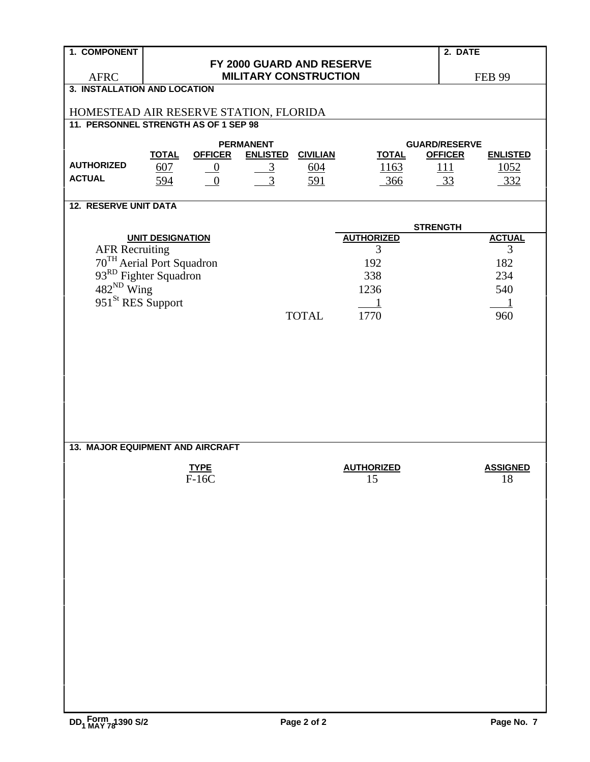| 1. COMPONENT | FY 2000 GUARD AND RESERVE MILITARY CONSTRUCTION | 2. DATE |
|---|---|---|
| AFRC | | FEB 99 |

**3. INSTALLATION AND LOCATION**

HOMESTEAD AIR RESERVE STATION, FLORIDA

**11. PERSONNEL STRENGTH AS OF 1 SEP 98**

| | PERMANENT | | | | GUARD/RESERVE | | |
|---|---|---|---|---|---|---|---|
| | TOTAL | OFFICER | ENLISTED | CIVILIAN | TOTAL | OFFICER | ENLISTED |
| AUTHORIZED | 607 | 0 | 3 | 604 | 1163 | 111 | 1052 |
| ACTUAL | 594 | 0 | 3 | 591 | 366 | 33 | 332 |

**12. RESERVE UNIT DATA**

| UNIT DESIGNATION | STRENGTH AUTHORIZED | STRENGTH ACTUAL |
|---|---|---|
| AFR Recruiting | 3 | 3 |
| 70TH Aerial Port Squadron | 192 | 182 |
| 93RD Fighter Squadron | 338 | 234 |
| 482ND Wing | 1236 | 540 |
| 951St RES Support | 1 | 1 |
| TOTAL | 1770 | 960 |

**13. MAJOR EQUIPMENT AND AIRCRAFT**

| TYPE | AUTHORIZED | ASSIGNED |
|---|---|---|
| F-16C | 15 | 18 |

DD Form 1390 S/2, 1 MAY 78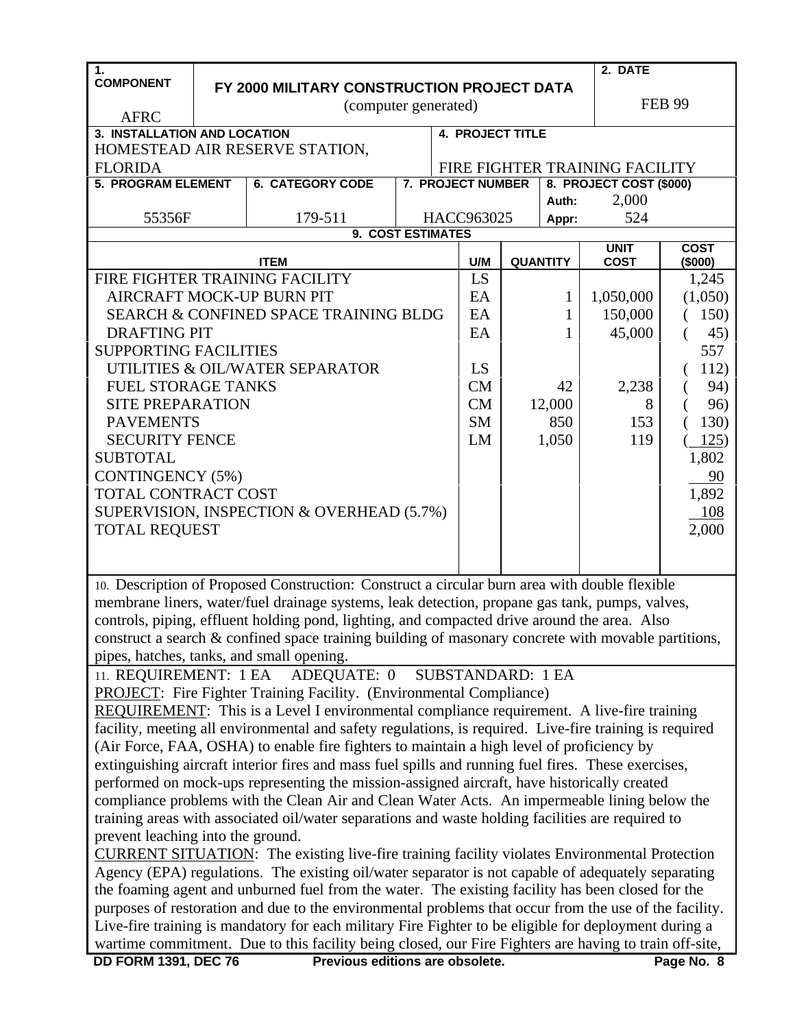| 1. COMPONENT | FY 2000 MILITARY CONSTRUCTION PROJECT DATA (computer generated) | 2. DATE |
|---|---|---|
| AFRC | | FEB 99 |

| 3. INSTALLATION AND LOCATION | 4. PROJECT TITLE |
|---|---|
| HOMESTEAD AIR RESERVE STATION, FLORIDA | FIRE FIGHTER TRAINING FACILITY |

| 5. PROGRAM ELEMENT | 6. CATEGORY CODE | 7. PROJECT NUMBER | 8. PROJECT COST ($000) |
|---|---|---|---|
| 55356F | 179-511 | HACC963025 | Auth: 2,000 Appr: 524 |

**9. COST ESTIMATES**

| ITEM | U/M | QUANTITY | UNIT COST | COST ($000) |
|---|---|---|---|---|
| FIRE FIGHTER TRAINING FACILITY | LS | | | 1,245 |
| AIRCRAFT MOCK-UP BURN PIT | EA | 1 | 1,050,000 | (1,050) |
| SEARCH & CONFINED SPACE TRAINING BLDG | EA | 1 | 150,000 | ( 150) |
| DRAFTING PIT | EA | 1 | 45,000 | ( 45) |
| SUPPORTING FACILITIES | | | | 557 |
| UTILITIES & OIL/WATER SEPARATOR | LS | | | ( 112) |
| FUEL STORAGE TANKS | CM | 42 | 2,238 | ( 94) |
| SITE PREPARATION | CM | 12,000 | 8 | ( 96) |
| PAVEMENTS | SM | 850 | 153 | ( 130) |
| SECURITY FENCE | LM | 1,050 | 119 | ( 125) |
| SUBTOTAL | | | | 1,802 |
| CONTINGENCY (5%) | | | | 90 |
| TOTAL CONTRACT COST | | | | 1,892 |
| SUPERVISION, INSPECTION & OVERHEAD (5.7%) | | | | 108 |
| TOTAL REQUEST | | | | 2,000 |

10. Description of Proposed Construction: Construct a circular burn area with double flexible membrane liners, water/fuel drainage systems, leak detection, propane gas tank, pumps, valves, controls, piping, effluent holding pond, lighting, and compacted drive around the area. Also construct a search & confined space training building of masonary concrete with movable partitions, pipes, hatches, tanks, and small opening.

11. REQUIREMENT: 1 EA ADEQUATE: 0 SUBSTANDARD: 1 EA

PROJECT: Fire Fighter Training Facility. (Environmental Compliance)

REQUIREMENT: This is a Level I environmental compliance requirement. A live-fire training facility, meeting all environmental and safety regulations, is required. Live-fire training is required (Air Force, FAA, OSHA) to enable fire fighters to maintain a high level of proficiency by extinguishing aircraft interior fires and mass fuel spills and running fuel fires. These exercises, performed on mock-ups representing the mission-assigned aircraft, have historically created compliance problems with the Clean Air and Clean Water Acts. An impermeable lining below the training areas with associated oil/water separations and waste holding facilities are required to prevent leaching into the ground.

CURRENT SITUATION: The existing live-fire training facility violates Environmental Protection Agency (EPA) regulations. The existing oil/water separator is not capable of adequately separating the foaming agent and unburned fuel from the water. The existing facility has been closed for the purposes of restoration and due to the environmental problems that occur from the use of the facility. Live-fire training is mandatory for each military Fire Fighter to be eligible for deployment during a wartime commitment. Due to this facility being closed, our Fire Fighters are having to train off-site,

DD FORM 1391, DEC 76 Previous editions are obsolete.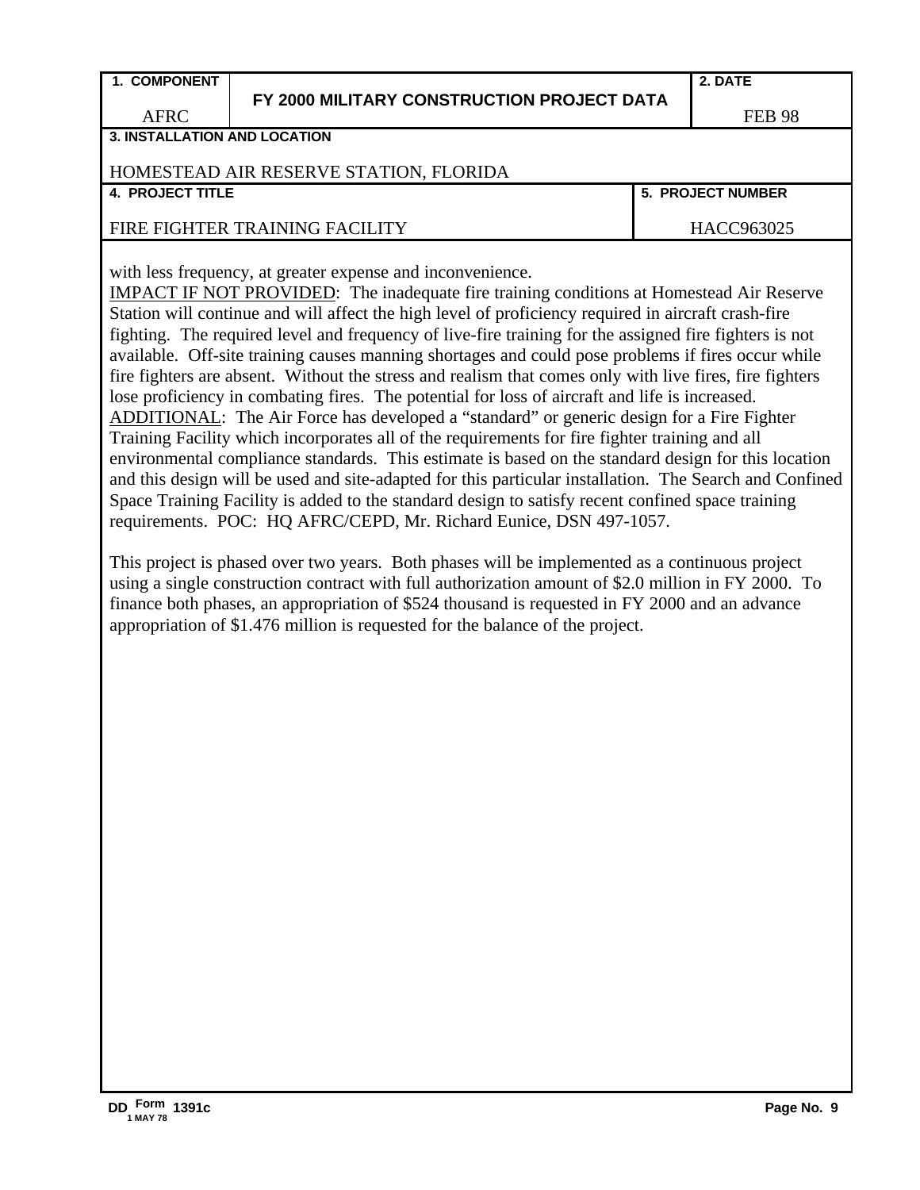| 1. COMPONENT<br><br>AFRC | FY 2000 MILITARY CONSTRUCTION PROJECT DATA | 2. DATE<br><br>FEB 98 |
| --- | --- | --- |
| 3. INSTALLATION AND LOCATION<br><br>HOMESTEAD AIR RESERVE STATION, FLORIDA | | |
| 4. PROJECT TITLE<br><br>FIRE FIGHTER TRAINING FACILITY | | 5. PROJECT NUMBER<br><br>HACC963025 |

with less frequency, at greater expense and inconvenience.

IMPACT IF NOT PROVIDED: The inadequate fire training conditions at Homestead Air Reserve Station will continue and will affect the high level of proficiency required in aircraft crash-fire fighting. The required level and frequency of live-fire training for the assigned fire fighters is not available. Off-site training causes manning shortages and could pose problems if fires occur while fire fighters are absent. Without the stress and realism that comes only with live fires, fire fighters lose proficiency in combating fires. The potential for loss of aircraft and life is increased.

ADDITIONAL: The Air Force has developed a "standard" or generic design for a Fire Fighter Training Facility which incorporates all of the requirements for fire fighter training and all environmental compliance standards. This estimate is based on the standard design for this location and this design will be used and site-adapted for this particular installation. The Search and Confined Space Training Facility is added to the standard design to satisfy recent confined space training requirements. POC: HQ AFRC/CEPD, Mr. Richard Eunice, DSN 497-1057.

This project is phased over two years. Both phases will be implemented as a continuous project using a single construction contract with full authorization amount of $2.0 million in FY 2000. To finance both phases, an appropriation of $524 thousand is requested in FY 2000 and an advance appropriation of $1.476 million is requested for the balance of the project.

DD Form 1391c
1 MAY 78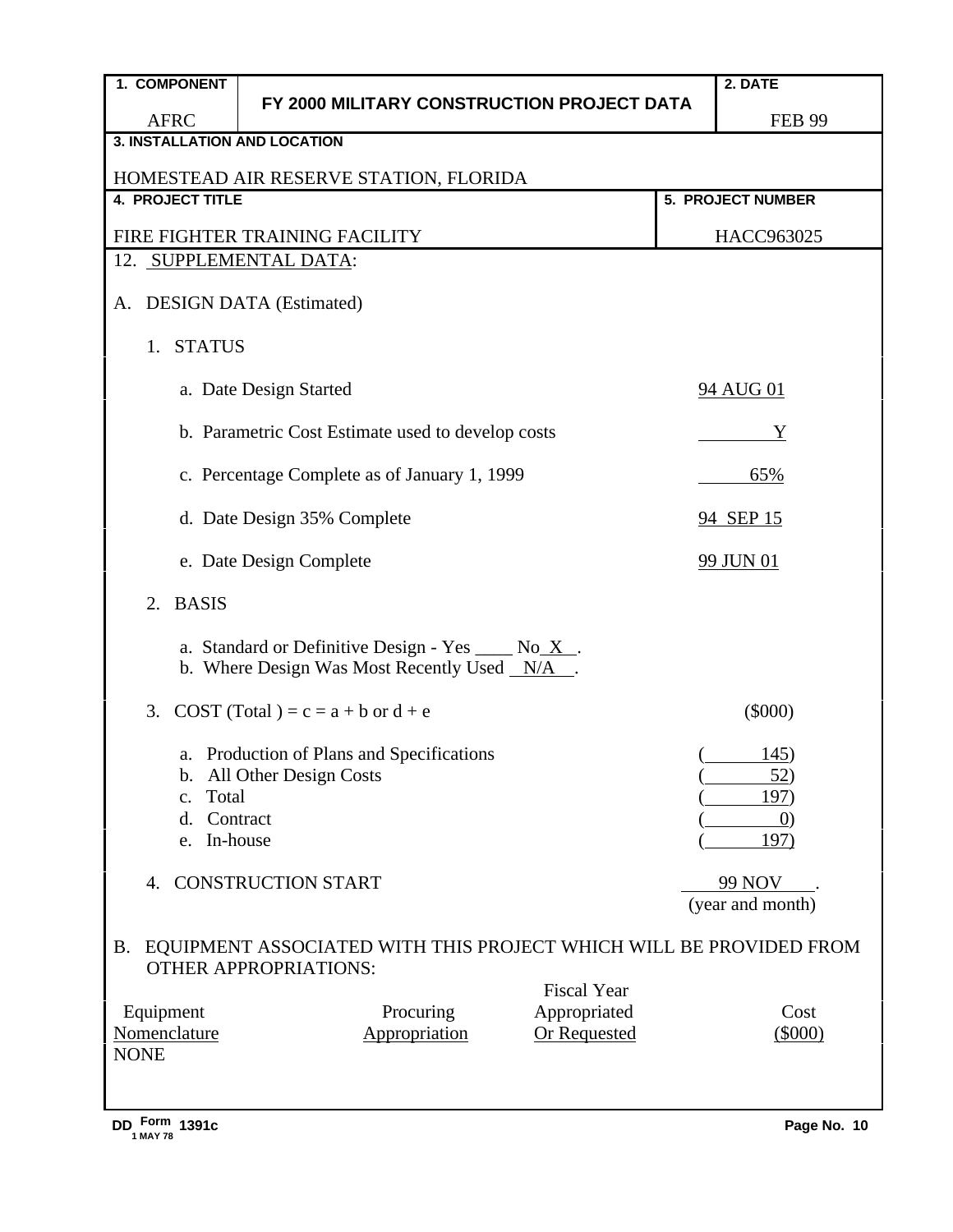| 1. COMPONENT | FY 2000 MILITARY CONSTRUCTION PROJECT DATA | 2. DATE |
| --- | --- | --- |
| AFRC | | FEB 99 |

**3. INSTALLATION AND LOCATION**

HOMESTEAD AIR RESERVE STATION, FLORIDA

| 4. PROJECT TITLE | 5. PROJECT NUMBER |
| --- | --- |
| FIRE FIGHTER TRAINING FACILITY | HACC963025 |

12. SUPPLEMENTAL DATA:

A. DESIGN DATA (Estimated)

1. STATUS

   a. Date Design Started — 94 AUG 01

   b. Parametric Cost Estimate used to develop costs — Y

   c. Percentage Complete as of January 1, 1999 — 65%

   d. Date Design 35% Complete — 94 SEP 15

   e. Date Design Complete — 99 JUN 01

2. BASIS

   a. Standard or Definitive Design - Yes ____ No X .
   b. Where Design Was Most Recently Used N/A .

3. COST (Total ) = c = a + b or d + e — ($000)

   a. Production of Plans and Specifications — (145)
   b. All Other Design Costs — (52)
   c. Total — (197)
   d. Contract — (0)
   e. In-house — (197)

4. CONSTRUCTION START — 99 NOV .
   (year and month)

B. EQUIPMENT ASSOCIATED WITH THIS PROJECT WHICH WILL BE PROVIDED FROM OTHER APPROPRIATIONS:

| Equipment Nomenclature | Procuring Appropriation | Fiscal Year Appropriated Or Requested | Cost ($000) |
| --- | --- | --- | --- |
| NONE | | | |

DD Form 1391c, 1 MAY 78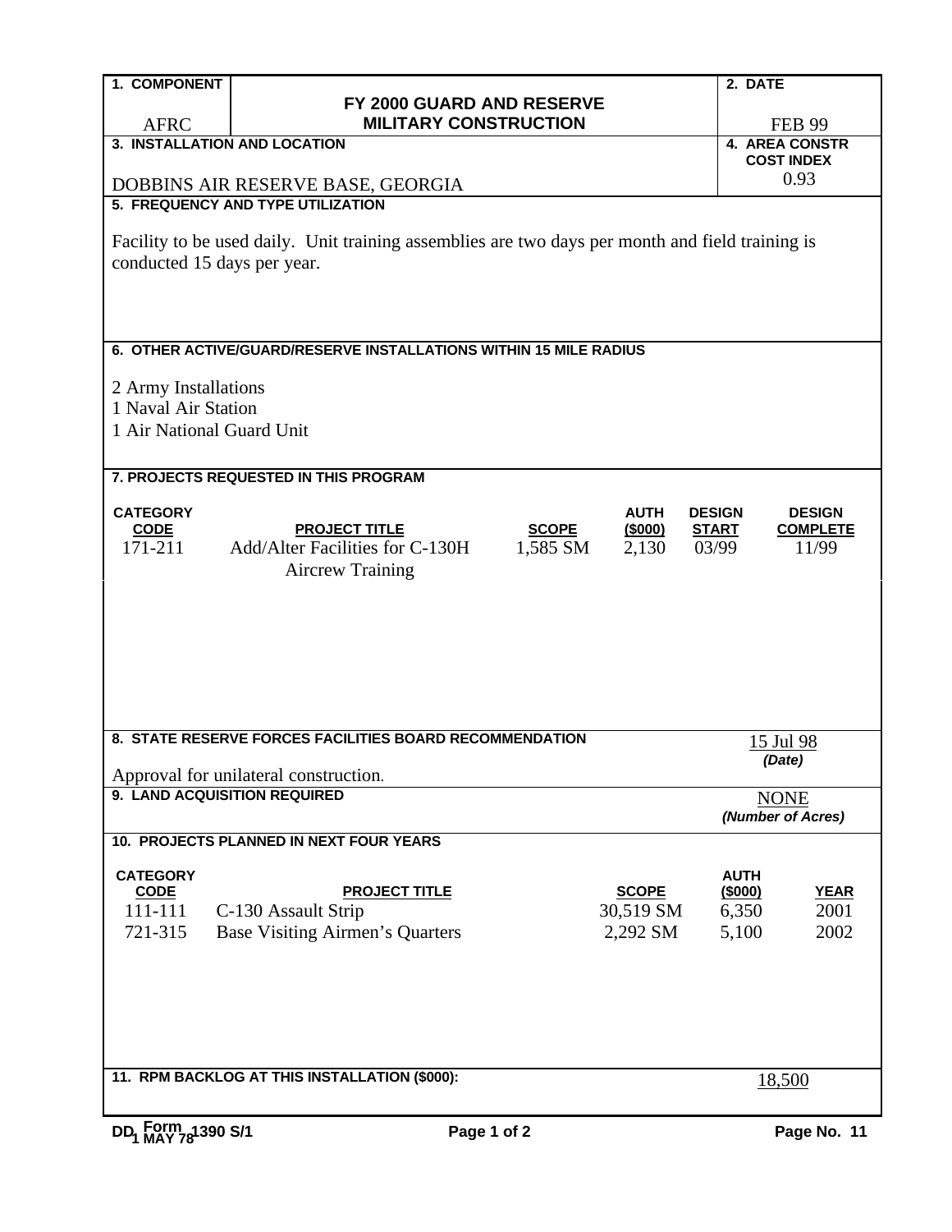| 1. COMPONENT | FY 2000 GUARD AND RESERVE MILITARY CONSTRUCTION | 2. DATE |
|---|---|---|
| AFRC | | FEB 99 |

| 3. INSTALLATION AND LOCATION | 4. AREA CONSTR COST INDEX |
|---|---|
| DOBBINS AIR RESERVE BASE, GEORGIA | 0.93 |

**5. FREQUENCY AND TYPE UTILIZATION**

Facility to be used daily. Unit training assemblies are two days per month and field training is conducted 15 days per year.

**6. OTHER ACTIVE/GUARD/RESERVE INSTALLATIONS WITHIN 15 MILE RADIUS**

2 Army Installations
1 Naval Air Station
1 Air National Guard Unit

**7. PROJECTS REQUESTED IN THIS PROGRAM**

| CATEGORY CODE | PROJECT TITLE | SCOPE | AUTH ($000) | DESIGN START | DESIGN COMPLETE |
|---|---|---|---|---|---|
| 171-211 | Add/Alter Facilities for C-130H Aircrew Training | 1,585 SM | 2,130 | 03/99 | 11/99 |

**8. STATE RESERVE FORCES FACILITIES BOARD RECOMMENDATION** — 15 Jul 98 *(Date)*

Approval for unilateral construction.

**9. LAND ACQUISITION REQUIRED** — NONE *(Number of Acres)*

**10. PROJECTS PLANNED IN NEXT FOUR YEARS**

| CATEGORY CODE | PROJECT TITLE | SCOPE | AUTH ($000) | YEAR |
|---|---|---|---|---|
| 111-111 | C-130 Assault Strip | 30,519 SM | 6,350 | 2001 |
| 721-315 | Base Visiting Airmen's Quarters | 2,292 SM | 5,100 | 2002 |

**11. RPM BACKLOG AT THIS INSTALLATION ($000):** 18,500

DD Form 1390 S/1, 1 MAY 78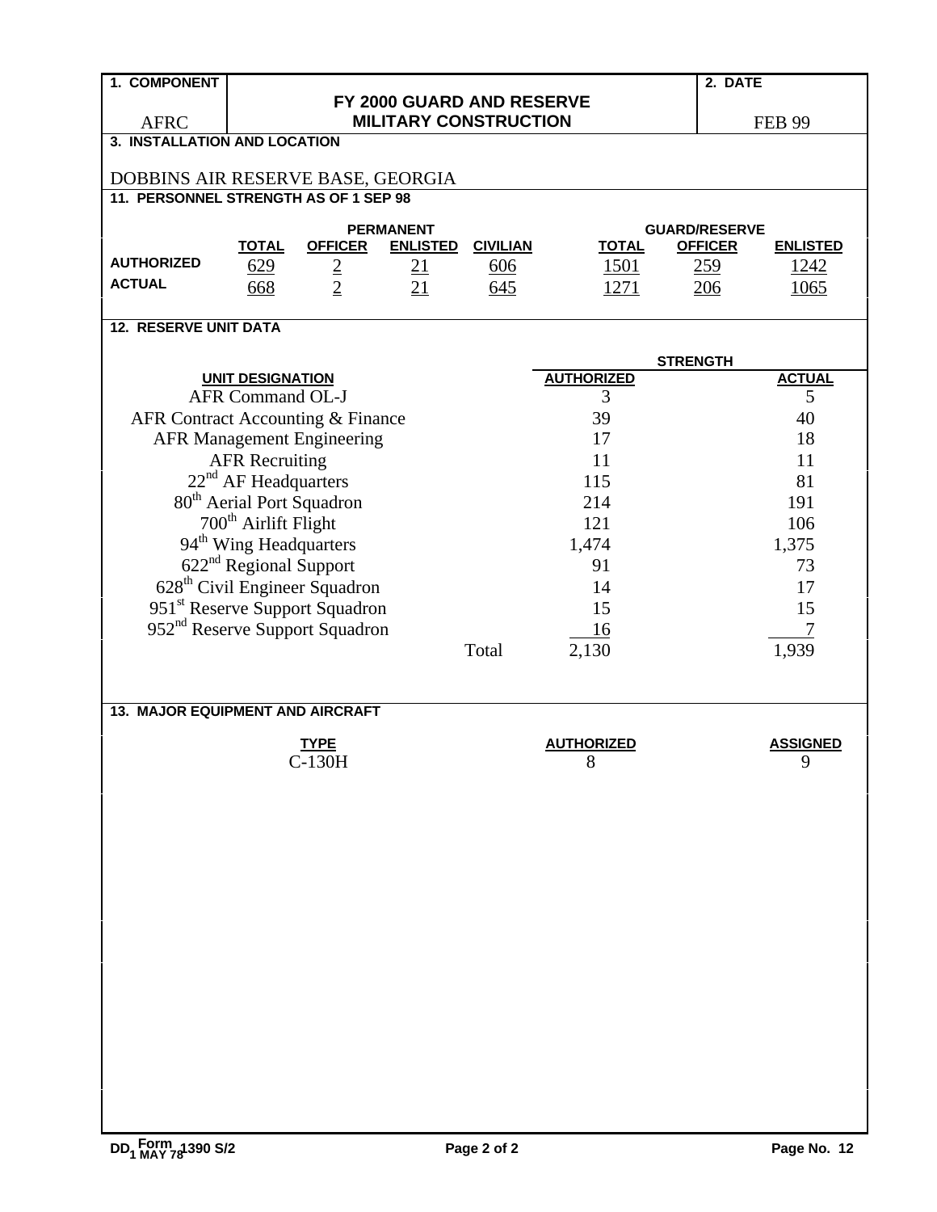| 1. COMPONENT | FY 2000 GUARD AND RESERVE MILITARY CONSTRUCTION | 2. DATE |
|---|---|---|
| AFRC | | FEB 99 |

**3. INSTALLATION AND LOCATION**

DOBBINS AIR RESERVE BASE, GEORGIA

**11. PERSONNEL STRENGTH AS OF 1 SEP 98**

| | PERMANENT | | | | GUARD/RESERVE | | |
|---|---|---|---|---|---|---|---|
| | TOTAL | OFFICER | ENLISTED | CIVILIAN | TOTAL | OFFICER | ENLISTED |
| AUTHORIZED | 629 | 2 | 21 | 606 | 1501 | 259 | 1242 |
| ACTUAL | 668 | 2 | 21 | 645 | 1271 | 206 | 1065 |

**12. RESERVE UNIT DATA**

| UNIT DESIGNATION | STRENGTH AUTHORIZED | STRENGTH ACTUAL |
|---|---|---|
| AFR Command OL-J | 3 | 5 |
| AFR Contract Accounting & Finance | 39 | 40 |
| AFR Management Engineering | 17 | 18 |
| AFR Recruiting | 11 | 11 |
| 22nd AF Headquarters | 115 | 81 |
| 80th Aerial Port Squadron | 214 | 191 |
| 700th Airlift Flight | 121 | 106 |
| 94th Wing Headquarters | 1,474 | 1,375 |
| 622nd Regional Support | 91 | 73 |
| 628th Civil Engineer Squadron | 14 | 17 |
| 951st Reserve Support Squadron | 15 | 15 |
| 952nd Reserve Support Squadron | 16 | 7 |
| Total | 2,130 | 1,939 |

**13. MAJOR EQUIPMENT AND AIRCRAFT**

| TYPE | AUTHORIZED | ASSIGNED |
|---|---|---|
| C-130H | 8 | 9 |

DD Form 1390 S/2, 1 MAY 78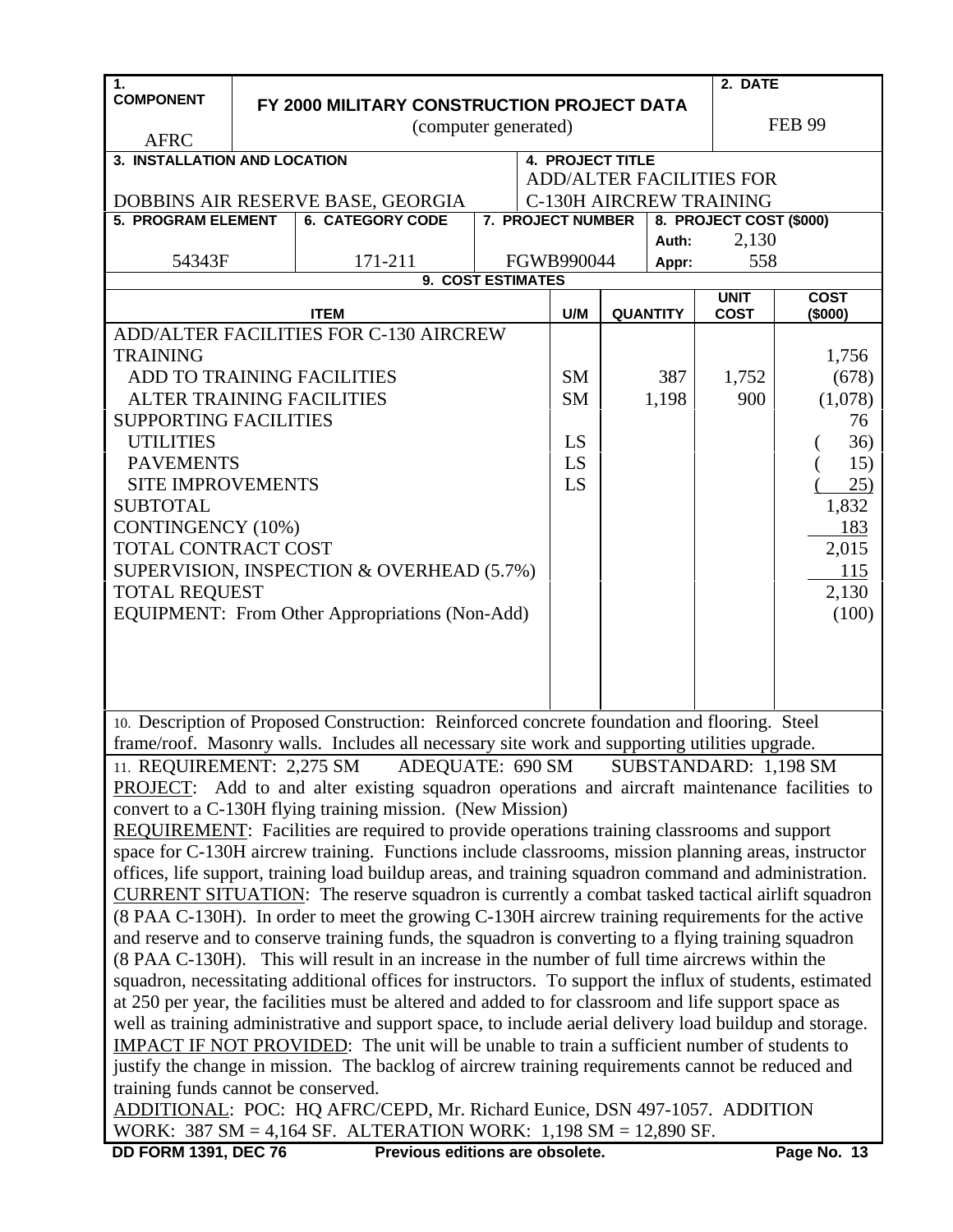| 1. COMPONENT<br><br>AFRC | FY 2000 MILITARY CONSTRUCTION PROJECT DATA<br>(computer generated) | 2. DATE<br><br>FEB 99 |
|---|---|---|

| 3. INSTALLATION AND LOCATION | 4. PROJECT TITLE |
|---|---|
| DOBBINS AIR RESERVE BASE, GEORGIA | ADD/ALTER FACILITIES FOR C-130H AIRCREW TRAINING |

| 5. PROGRAM ELEMENT | 6. CATEGORY CODE | 7. PROJECT NUMBER | 8. PROJECT COST ($000) |
|---|---|---|---|
| 54343F | 171-211 | FGWB990044 | Auth: 2,130<br>Appr: 558 |

**9. COST ESTIMATES**

| ITEM | U/M | QUANTITY | UNIT COST | COST ($000) |
|---|---|---|---|---|
| ADD/ALTER FACILITIES FOR C-130 AIRCREW TRAINING | | | | 1,756 |
| ADD TO TRAINING FACILITIES | SM | 387 | 1,752 | (678) |
| ALTER TRAINING FACILITIES | SM | 1,198 | 900 | (1,078) |
| SUPPORTING FACILITIES | | | | 76 |
| UTILITIES | LS | | | ( 36) |
| PAVEMENTS | LS | | | ( 15) |
| SITE IMPROVEMENTS | LS | | | ( 25) |
| SUBTOTAL | | | | 1,832 |
| CONTINGENCY (10%) | | | | 183 |
| TOTAL CONTRACT COST | | | | 2,015 |
| SUPERVISION, INSPECTION & OVERHEAD (5.7%) | | | | 115 |
| TOTAL REQUEST | | | | 2,130 |
| EQUIPMENT: From Other Appropriations (Non-Add) | | | | (100) |

10. Description of Proposed Construction: Reinforced concrete foundation and flooring. Steel frame/roof. Masonry walls. Includes all necessary site work and supporting utilities upgrade.

11. REQUIREMENT: 2,275 SM ADEQUATE: 690 SM SUBSTANDARD: 1,198 SM

PROJECT: Add to and alter existing squadron operations and aircraft maintenance facilities to convert to a C-130H flying training mission. (New Mission)

REQUIREMENT: Facilities are required to provide operations training classrooms and support space for C-130H aircrew training. Functions include classrooms, mission planning areas, instructor offices, life support, training load buildup areas, and training squadron command and administration.

CURRENT SITUATION: The reserve squadron is currently a combat tasked tactical airlift squadron (8 PAA C-130H). In order to meet the growing C-130H aircrew training requirements for the active and reserve and to conserve training funds, the squadron is converting to a flying training squadron (8 PAA C-130H). This will result in an increase in the number of full time aircrews within the squadron, necessitating additional offices for instructors. To support the influx of students, estimated at 250 per year, the facilities must be altered and added to for classroom and life support space as well as training administrative and support space, to include aerial delivery load buildup and storage.

IMPACT IF NOT PROVIDED: The unit will be unable to train a sufficient number of students to justify the change in mission. The backlog of aircrew training requirements cannot be reduced and training funds cannot be conserved.

ADDITIONAL: POC: HQ AFRC/CEPD, Mr. Richard Eunice, DSN 497-1057. ADDITION WORK: 387 SM = 4,164 SF. ALTERATION WORK: 1,198 SM = 12,890 SF.

DD FORM 1391, DEC 76 Previous editions are obsolete.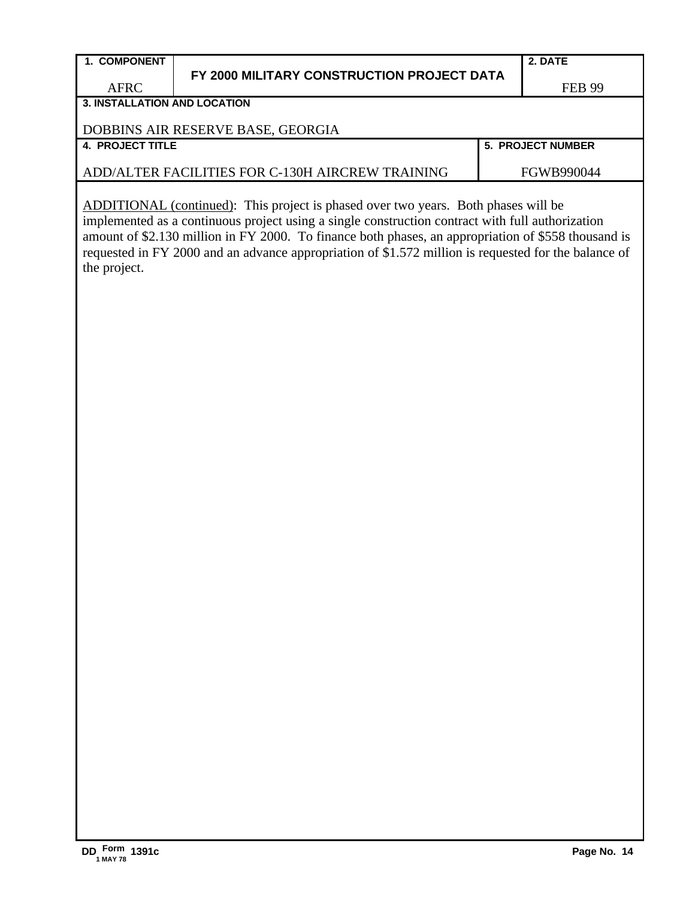| 1. COMPONENT | FY 2000 MILITARY CONSTRUCTION PROJECT DATA | 2. DATE |
|---|---|---|
| AFRC | | FEB 99 |

| 3. INSTALLATION AND LOCATION | |
|---|---|
| DOBBINS AIR RESERVE BASE, GEORGIA | |
| **4. PROJECT TITLE** | **5. PROJECT NUMBER** |
| ADD/ALTER FACILITIES FOR C-130H AIRCREW TRAINING | FGWB990044 |

ADDITIONAL (continued): This project is phased over two years. Both phases will be implemented as a continuous project using a single construction contract with full authorization amount of $2.130 million in FY 2000. To finance both phases, an appropriation of $558 thousand is requested in FY 2000 and an advance appropriation of $1.572 million is requested for the balance of the project.

DD Form 1391c, 1 MAY 78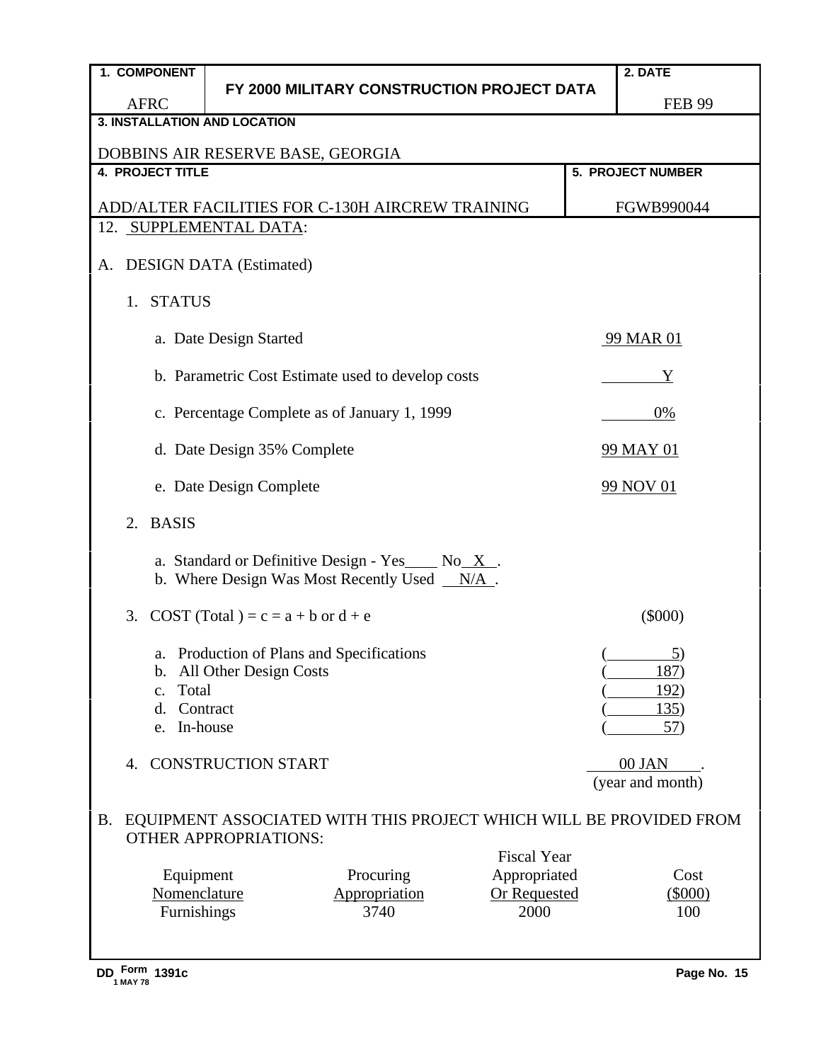| 1. COMPONENT | FY 2000 MILITARY CONSTRUCTION PROJECT DATA | 2. DATE |
|---|---|---|
| AFRC | | FEB 99 |

**3. INSTALLATION AND LOCATION**

DOBBINS AIR RESERVE BASE, GEORGIA

| 4. PROJECT TITLE | 5. PROJECT NUMBER |
|---|---|
| ADD/ALTER FACILITIES FOR C-130H AIRCREW TRAINING | FGWB990044 |

12. SUPPLEMENTAL DATA:

A. DESIGN DATA (Estimated)

1. STATUS

   a. Date Design Started — 99 MAR 01

   b. Parametric Cost Estimate used to develop costs — Y

   c. Percentage Complete as of January 1, 1999 — 0%

   d. Date Design 35% Complete — 99 MAY 01

   e. Date Design Complete — 99 NOV 01

2. BASIS

   a. Standard or Definitive Design - Yes____ No X .
   b. Where Design Was Most Recently Used N/A .

3. COST (Total ) = c = a + b or d + e — ($000)

   a. Production of Plans and Specifications — (5)
   b. All Other Design Costs — (187)
   c. Total — (192)
   d. Contract — (135)
   e. In-house — (57)

4. CONSTRUCTION START — 00 JAN (year and month)

B. EQUIPMENT ASSOCIATED WITH THIS PROJECT WHICH WILL BE PROVIDED FROM OTHER APPROPRIATIONS:

| Equipment Nomenclature | Procuring Appropriation | Fiscal Year Appropriated Or Requested | Cost ($000) |
|---|---|---|---|
| Furnishings | 3740 | 2000 | 100 |

DD Form 1391c, 1 MAY 78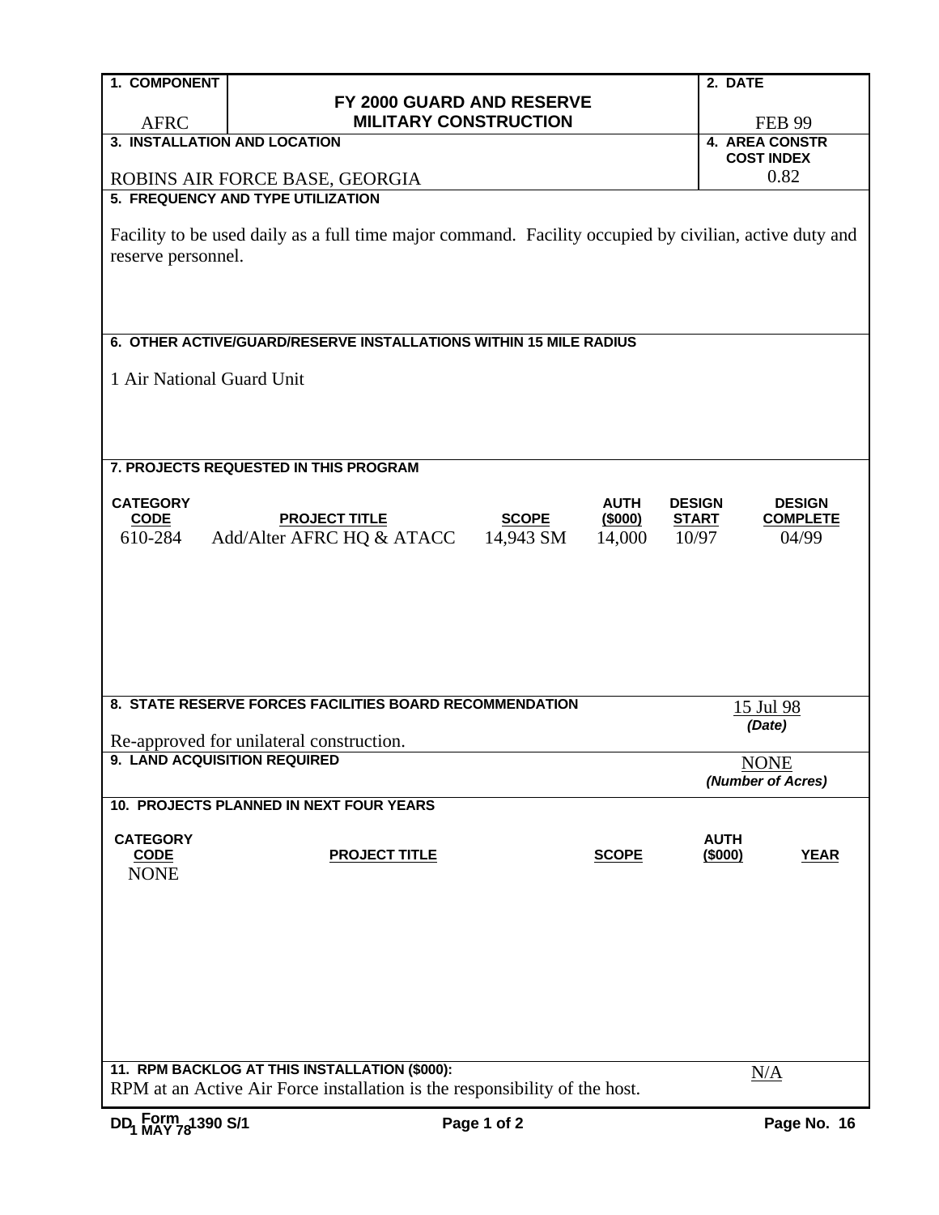| 1. COMPONENT | FY 2000 GUARD AND RESERVE MILITARY CONSTRUCTION | 2. DATE |
|---|---|---|
| AFRC | | FEB 99 |

| 3. INSTALLATION AND LOCATION | 4. AREA CONSTR COST INDEX |
|---|---|
| ROBINS AIR FORCE BASE, GEORGIA | 0.82 |

**5. FREQUENCY AND TYPE UTILIZATION**

Facility to be used daily as a full time major command. Facility occupied by civilian, active duty and reserve personnel.

**6. OTHER ACTIVE/GUARD/RESERVE INSTALLATIONS WITHIN 15 MILE RADIUS**

1 Air National Guard Unit

**7. PROJECTS REQUESTED IN THIS PROGRAM**

| CATEGORY CODE | PROJECT TITLE | SCOPE | AUTH ($000) | DESIGN START | DESIGN COMPLETE |
|---|---|---|---|---|---|
| 610-284 | Add/Alter AFRC HQ & ATACC | 14,943 SM | 14,000 | 10/97 | 04/99 |

**8. STATE RESERVE FORCES FACILITIES BOARD RECOMMENDATION**

15 Jul 98
*(Date)*

Re-approved for unilateral construction.

**9. LAND ACQUISITION REQUIRED**

NONE
*(Number of Acres)*

**10. PROJECTS PLANNED IN NEXT FOUR YEARS**

| CATEGORY CODE | PROJECT TITLE | SCOPE | AUTH ($000) | YEAR |
|---|---|---|---|---|
| NONE | | | | |

**11. RPM BACKLOG AT THIS INSTALLATION ($000):** N/A

RPM at an Active Air Force installation is the responsibility of the host.

DD Form 1390 S/1, 1 MAY 78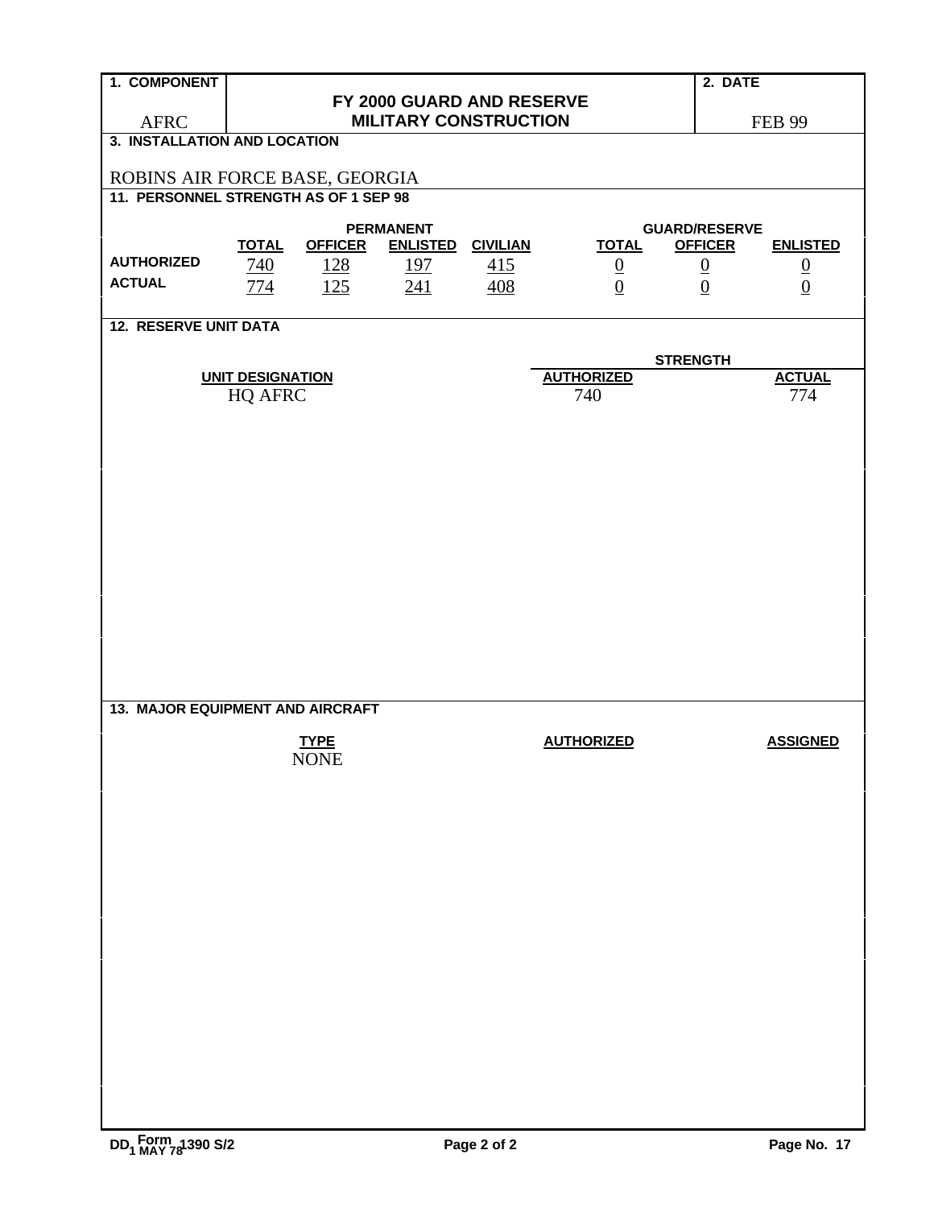| 1. COMPONENT | FY 2000 GUARD AND RESERVE MILITARY CONSTRUCTION | 2. DATE |
|---|---|---|
| AFRC | | FEB 99 |

**3. INSTALLATION AND LOCATION**

ROBINS AIR FORCE BASE, GEORGIA

**11. PERSONNEL STRENGTH AS OF 1 SEP 98**

| | PERMANENT | | | | GUARD/RESERVE | | |
|---|---|---|---|---|---|---|---|
| | TOTAL | OFFICER | ENLISTED | CIVILIAN | TOTAL | OFFICER | ENLISTED |
| AUTHORIZED | 740 | 128 | 197 | 415 | 0 | 0 | 0 |
| ACTUAL | 774 | 125 | 241 | 408 | 0 | 0 | 0 |

**12. RESERVE UNIT DATA**

| UNIT DESIGNATION | STRENGTH AUTHORIZED | STRENGTH ACTUAL |
|---|---|---|
| HQ AFRC | 740 | 774 |

**13. MAJOR EQUIPMENT AND AIRCRAFT**

| TYPE | AUTHORIZED | ASSIGNED |
|---|---|---|
| NONE | | |

DD Form 1390 S/2, 1 MAY 78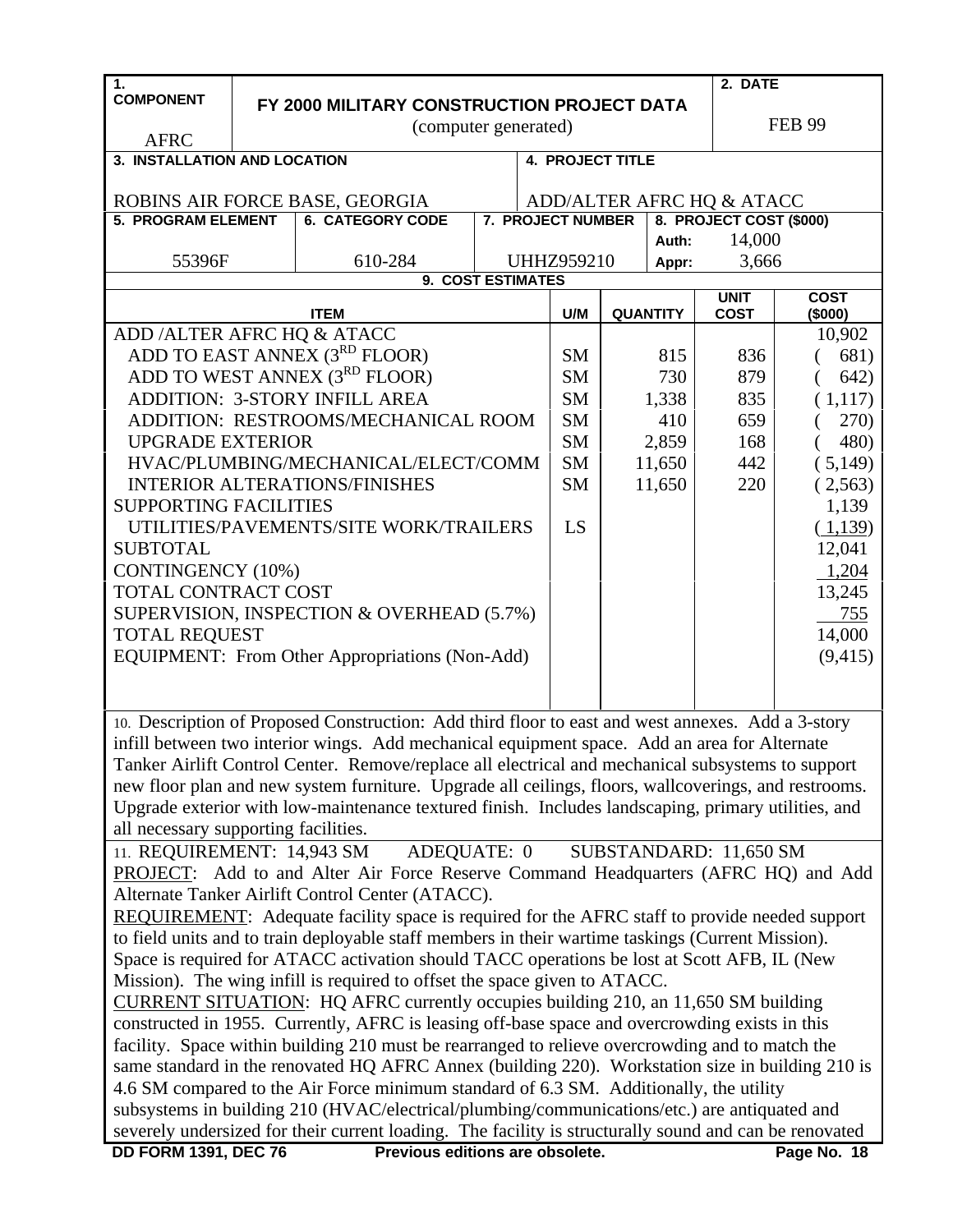| 1. COMPONENT | FY 2000 MILITARY CONSTRUCTION PROJECT DATA (computer generated) | 2. DATE |
|---|---|---|
| AFRC | | FEB 99 |

| 3. INSTALLATION AND LOCATION | 4. PROJECT TITLE |
|---|---|
| ROBINS AIR FORCE BASE, GEORGIA | ADD/ALTER AFRC HQ & ATACC |

| 5. PROGRAM ELEMENT | 6. CATEGORY CODE | 7. PROJECT NUMBER | 8. PROJECT COST ($000) |
|---|---|---|---|
| 55396F | 610-284 | UHHZ959210 | Auth: 14,000 Appr: 3,666 |

**9. COST ESTIMATES**

| ITEM | U/M | QUANTITY | UNIT COST | COST ($000) |
|---|---|---|---|---|
| ADD /ALTER AFRC HQ & ATACC | | | | 10,902 |
| ADD TO EAST ANNEX (3RD FLOOR) | SM | 815 | 836 | ( 681) |
| ADD TO WEST ANNEX (3RD FLOOR) | SM | 730 | 879 | ( 642) |
| ADDITION: 3-STORY INFILL AREA | SM | 1,338 | 835 | ( 1,117) |
| ADDITION: RESTROOMS/MECHANICAL ROOM | SM | 410 | 659 | ( 270) |
| UPGRADE EXTERIOR | SM | 2,859 | 168 | ( 480) |
| HVAC/PLUMBING/MECHANICAL/ELECT/COMM | SM | 11,650 | 442 | ( 5,149) |
| INTERIOR ALTERATIONS/FINISHES | SM | 11,650 | 220 | ( 2,563) |
| SUPPORTING FACILITIES | | | | 1,139 |
| UTILITIES/PAVEMENTS/SITE WORK/TRAILERS | LS | | | ( 1,139) |
| SUBTOTAL | | | | 12,041 |
| CONTINGENCY (10%) | | | | 1,204 |
| TOTAL CONTRACT COST | | | | 13,245 |
| SUPERVISION, INSPECTION & OVERHEAD (5.7%) | | | | 755 |
| TOTAL REQUEST | | | | 14,000 |
| EQUIPMENT: From Other Appropriations (Non-Add) | | | | (9,415) |

10. Description of Proposed Construction: Add third floor to east and west annexes. Add a 3-story infill between two interior wings. Add mechanical equipment space. Add an area for Alternate Tanker Airlift Control Center. Remove/replace all electrical and mechanical subsystems to support new floor plan and new system furniture. Upgrade all ceilings, floors, wallcoverings, and restrooms. Upgrade exterior with low-maintenance textured finish. Includes landscaping, primary utilities, and all necessary supporting facilities.

11. REQUIREMENT: 14,943 SM    ADEQUATE: 0    SUBSTANDARD: 11,650 SM

PROJECT: Add to and Alter Air Force Reserve Command Headquarters (AFRC HQ) and Add Alternate Tanker Airlift Control Center (ATACC).

REQUIREMENT: Adequate facility space is required for the AFRC staff to provide needed support to field units and to train deployable staff members in their wartime taskings (Current Mission). Space is required for ATACC activation should TACC operations be lost at Scott AFB, IL (New Mission). The wing infill is required to offset the space given to ATACC.

CURRENT SITUATION: HQ AFRC currently occupies building 210, an 11,650 SM building constructed in 1955. Currently, AFRC is leasing off-base space and overcrowding exists in this facility. Space within building 210 must be rearranged to relieve overcrowding and to match the same standard in the renovated HQ AFRC Annex (building 220). Workstation size in building 210 is 4.6 SM compared to the Air Force minimum standard of 6.3 SM. Additionally, the utility subsystems in building 210 (HVAC/electrical/plumbing/communications/etc.) are antiquated and severely undersized for their current loading. The facility is structurally sound and can be renovated

DD FORM 1391, DEC 76    Previous editions are obsolete.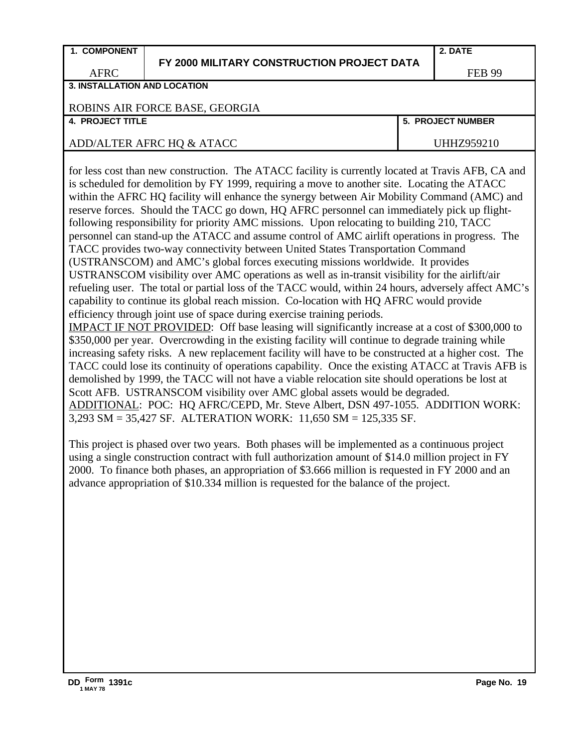| 1. COMPONENT<br><br>AFRC | FY 2000 MILITARY CONSTRUCTION PROJECT DATA | 2. DATE<br><br>FEB 99 |
|---|---|---|
| 3. INSTALLATION AND LOCATION<br><br>ROBINS AIR FORCE BASE, GEORGIA | | |
| 4. PROJECT TITLE<br><br>ADD/ALTER AFRC HQ & ATACC | | 5. PROJECT NUMBER<br><br>UHHZ959210 |

for less cost than new construction. The ATACC facility is currently located at Travis AFB, CA and is scheduled for demolition by FY 1999, requiring a move to another site. Locating the ATACC within the AFRC HQ facility will enhance the synergy between Air Mobility Command (AMC) and reserve forces. Should the TACC go down, HQ AFRC personnel can immediately pick up flight-following responsibility for priority AMC missions. Upon relocating to building 210, TACC personnel can stand-up the ATACC and assume control of AMC airlift operations in progress. The TACC provides two-way connectivity between United States Transportation Command (USTRANSCOM) and AMC's global forces executing missions worldwide. It provides USTRANSCOM visibility over AMC operations as well as in-transit visibility for the airlift/air refueling user. The total or partial loss of the TACC would, within 24 hours, adversely affect AMC's capability to continue its global reach mission. Co-location with HQ AFRC would provide efficiency through joint use of space during exercise training periods.

IMPACT IF NOT PROVIDED: Off base leasing will significantly increase at a cost of $300,000 to $350,000 per year. Overcrowding in the existing facility will continue to degrade training while increasing safety risks. A new replacement facility will have to be constructed at a higher cost. The TACC could lose its continuity of operations capability. Once the existing ATACC at Travis AFB is demolished by 1999, the TACC will not have a viable relocation site should operations be lost at Scott AFB. USTRANSCOM visibility over AMC global assets would be degraded.

ADDITIONAL: POC: HQ AFRC/CEPD, Mr. Steve Albert, DSN 497-1055. ADDITION WORK: 3,293 SM = 35,427 SF. ALTERATION WORK: 11,650 SM = 125,335 SF.

This project is phased over two years. Both phases will be implemented as a continuous project using a single construction contract with full authorization amount of $14.0 million project in FY 2000. To finance both phases, an appropriation of $3.666 million is requested in FY 2000 and an advance appropriation of $10.334 million is requested for the balance of the project.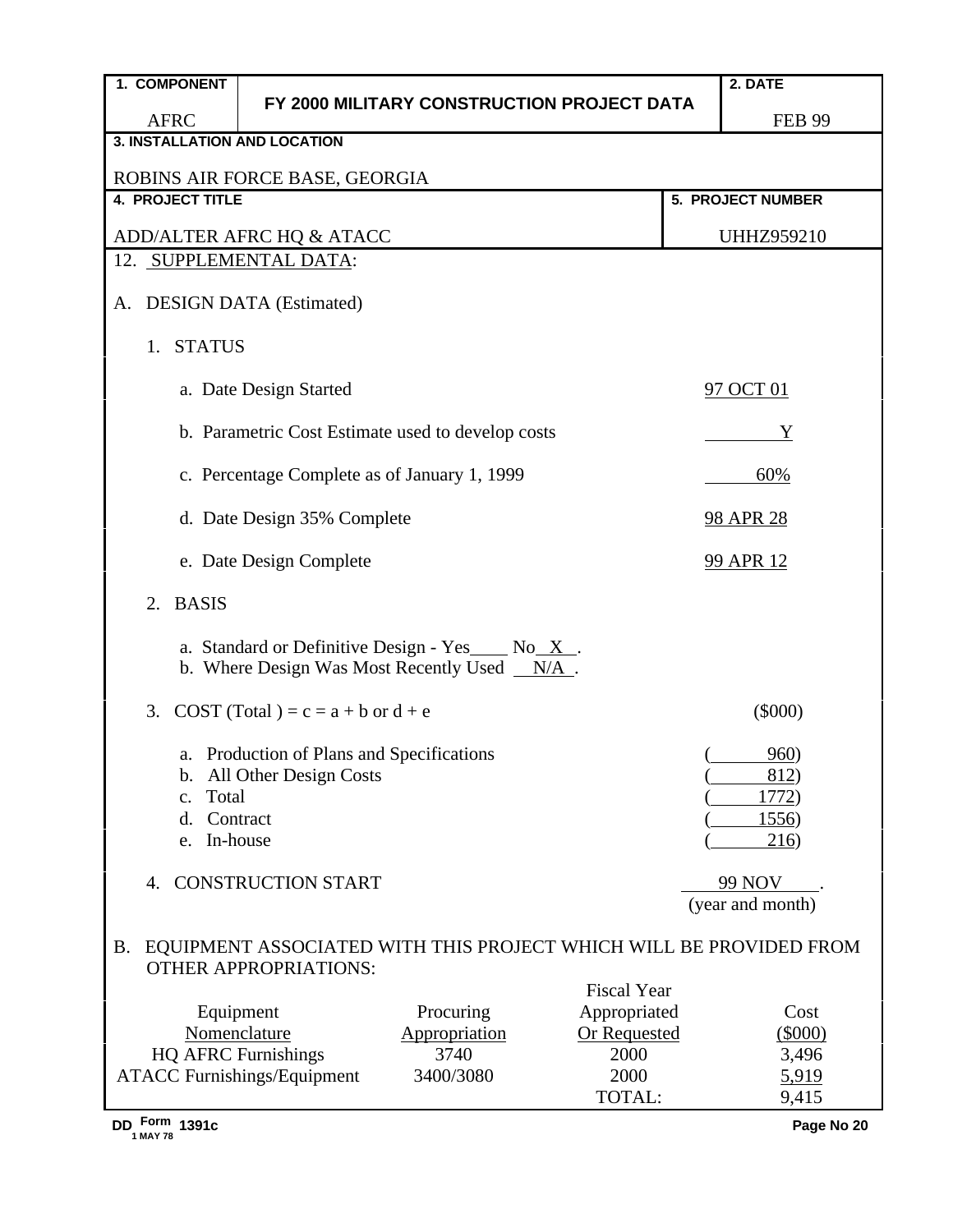| 1. COMPONENT | FY 2000 MILITARY CONSTRUCTION PROJECT DATA | 2. DATE |
|---|---|---|
| AFRC | | FEB 99 |

**3. INSTALLATION AND LOCATION**

ROBINS AIR FORCE BASE, GEORGIA

| 4. PROJECT TITLE | 5. PROJECT NUMBER |
|---|---|
| ADD/ALTER AFRC HQ & ATACC | UHHZ959210 |

12. SUPPLEMENTAL DATA:

A. DESIGN DATA (Estimated)

1. STATUS

   a. Date Design Started — 97 OCT 01

   b. Parametric Cost Estimate used to develop costs — Y

   c. Percentage Complete as of January 1, 1999 — 60%

   d. Date Design 35% Complete — 98 APR 28

   e. Date Design Complete — 99 APR 12

2. BASIS

   a. Standard or Definitive Design - Yes____ No X .
   b. Where Design Was Most Recently Used N/A .

3. COST (Total ) = c = a + b or d + e — ($000)

   a. Production of Plans and Specifications — (960)
   b. All Other Design Costs — (812)
   c. Total — (1772)
   d. Contract — (1556)
   e. In-house — (216)

4. CONSTRUCTION START — 99 NOV (year and month)

B. EQUIPMENT ASSOCIATED WITH THIS PROJECT WHICH WILL BE PROVIDED FROM OTHER APPROPRIATIONS:

| Equipment Nomenclature | Procuring Appropriation | Fiscal Year Appropriated Or Requested | Cost ($000) |
|---|---|---|---|
| HQ AFRC Furnishings | 3740 | 2000 | 3,496 |
| ATACC Furnishings/Equipment | 3400/3080 | 2000 | 5,919 |
| | | TOTAL: | 9,415 |

DD Form 1391c, 1 MAY 78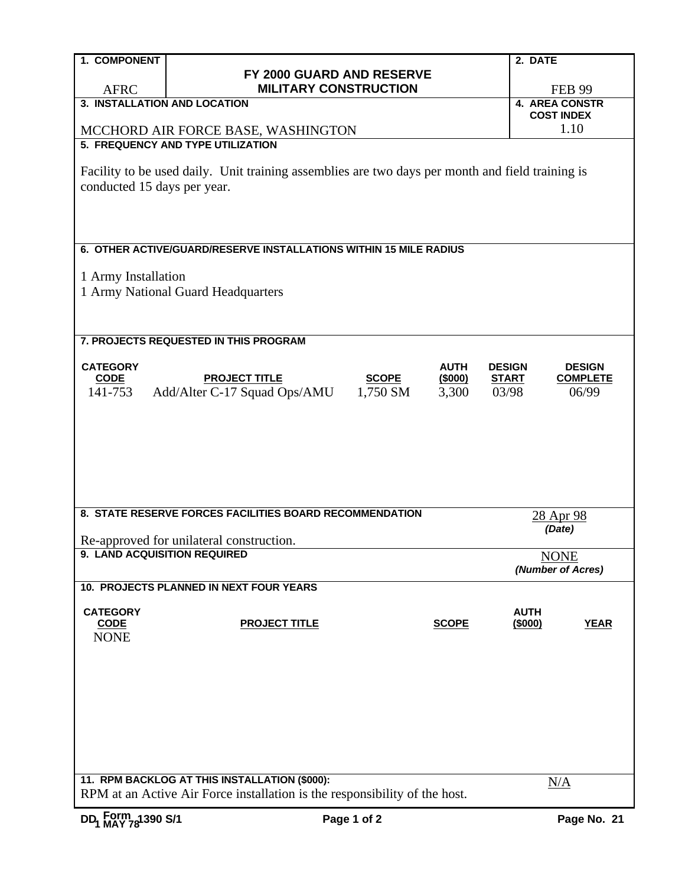| 1. COMPONENT | FY 2000 GUARD AND RESERVE MILITARY CONSTRUCTION | 2. DATE |
|---|---|---|
| AFRC | | FEB 99 |

| 3. INSTALLATION AND LOCATION | 4. AREA CONSTR COST INDEX |
|---|---|
| MCCHORD AIR FORCE BASE, WASHINGTON | 1.10 |

**5. FREQUENCY AND TYPE UTILIZATION**

Facility to be used daily. Unit training assemblies are two days per month and field training is conducted 15 days per year.

**6. OTHER ACTIVE/GUARD/RESERVE INSTALLATIONS WITHIN 15 MILE RADIUS**

1 Army Installation
1 Army National Guard Headquarters

**7. PROJECTS REQUESTED IN THIS PROGRAM**

| CATEGORY CODE | PROJECT TITLE | SCOPE | AUTH ($000) | DESIGN START | DESIGN COMPLETE |
|---|---|---|---|---|---|
| 141-753 | Add/Alter C-17 Squad Ops/AMU | 1,750 SM | 3,300 | 03/98 | 06/99 |

**8. STATE RESERVE FORCES FACILITIES BOARD RECOMMENDATION**

28 Apr 98
*(Date)*

Re-approved for unilateral construction.

**9. LAND ACQUISITION REQUIRED**

NONE
*(Number of Acres)*

**10. PROJECTS PLANNED IN NEXT FOUR YEARS**

| CATEGORY CODE | PROJECT TITLE | SCOPE | AUTH ($000) | YEAR |
|---|---|---|---|---|
| NONE | | | | |

**11. RPM BACKLOG AT THIS INSTALLATION ($000):** N/A

RPM at an Active Air Force installation is the responsibility of the host.

DD Form 1390 S/1, 1 MAY 78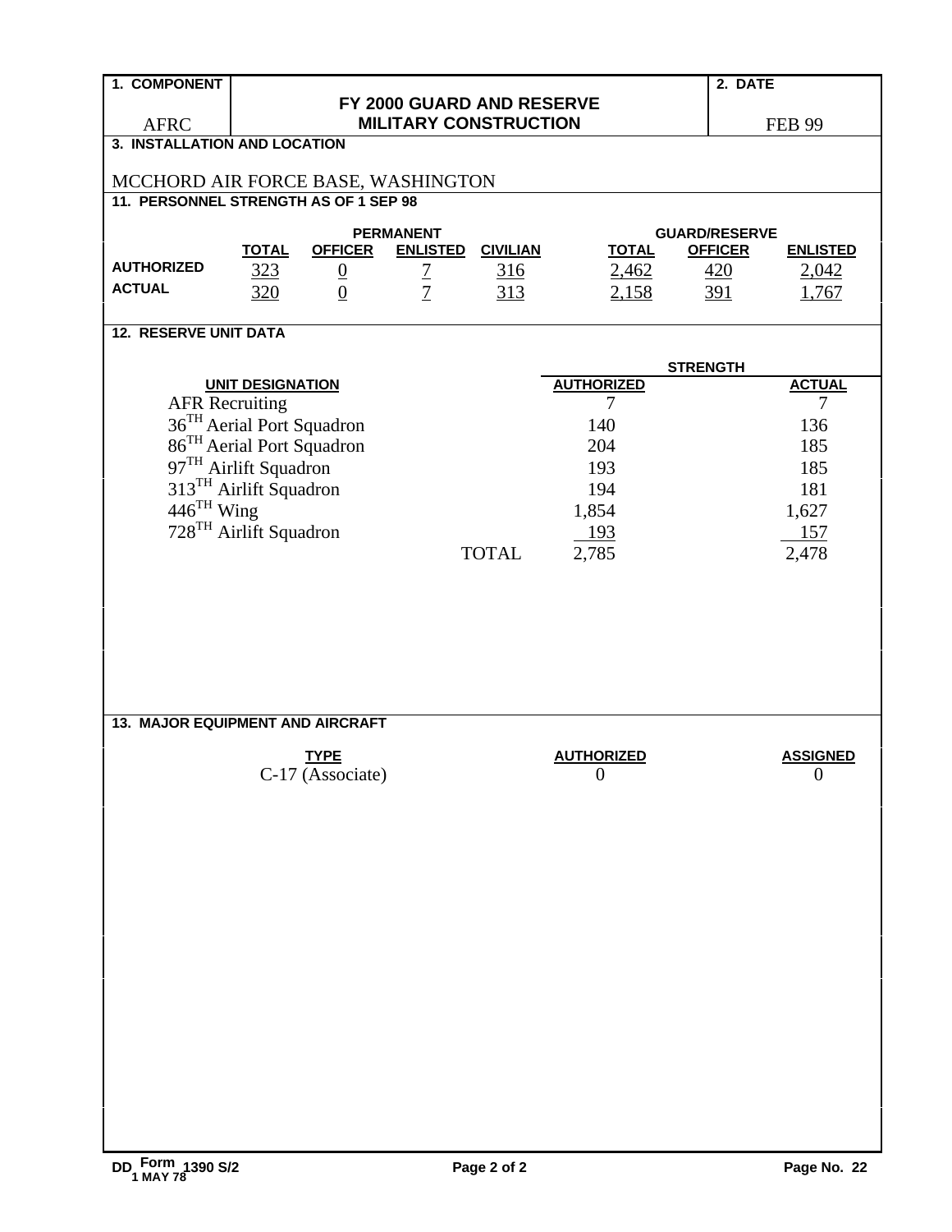| 1. COMPONENT | FY 2000 GUARD AND RESERVE MILITARY CONSTRUCTION | 2. DATE |
|---|---|---|
| AFRC | | FEB 99 |

**3. INSTALLATION AND LOCATION**

MCCHORD AIR FORCE BASE, WASHINGTON

**11. PERSONNEL STRENGTH AS OF 1 SEP 98**

| | PERMANENT | | | | GUARD/RESERVE | | |
|---|---|---|---|---|---|---|---|
| | TOTAL | OFFICER | ENLISTED | CIVILIAN | TOTAL | OFFICER | ENLISTED |
| AUTHORIZED | 323 | 0 | 7 | 316 | 2,462 | 420 | 2,042 |
| ACTUAL | 320 | 0 | 7 | 313 | 2,158 | 391 | 1,767 |

**12. RESERVE UNIT DATA**

| UNIT DESIGNATION | STRENGTH AUTHORIZED | STRENGTH ACTUAL |
|---|---|---|
| AFR Recruiting | 7 | 7 |
| 36TH Aerial Port Squadron | 140 | 136 |
| 86TH Aerial Port Squadron | 204 | 185 |
| 97TH Airlift Squadron | 193 | 185 |
| 313TH Airlift Squadron | 194 | 181 |
| 446TH Wing | 1,854 | 1,627 |
| 728TH Airlift Squadron | 193 | 157 |
| TOTAL | 2,785 | 2,478 |

**13. MAJOR EQUIPMENT AND AIRCRAFT**

| TYPE | AUTHORIZED | ASSIGNED |
|---|---|---|
| C-17 (Associate) | 0 | 0 |

DD Form 1390 S/2, 1 MAY 78 — Page 2 of 2 — Page No. 22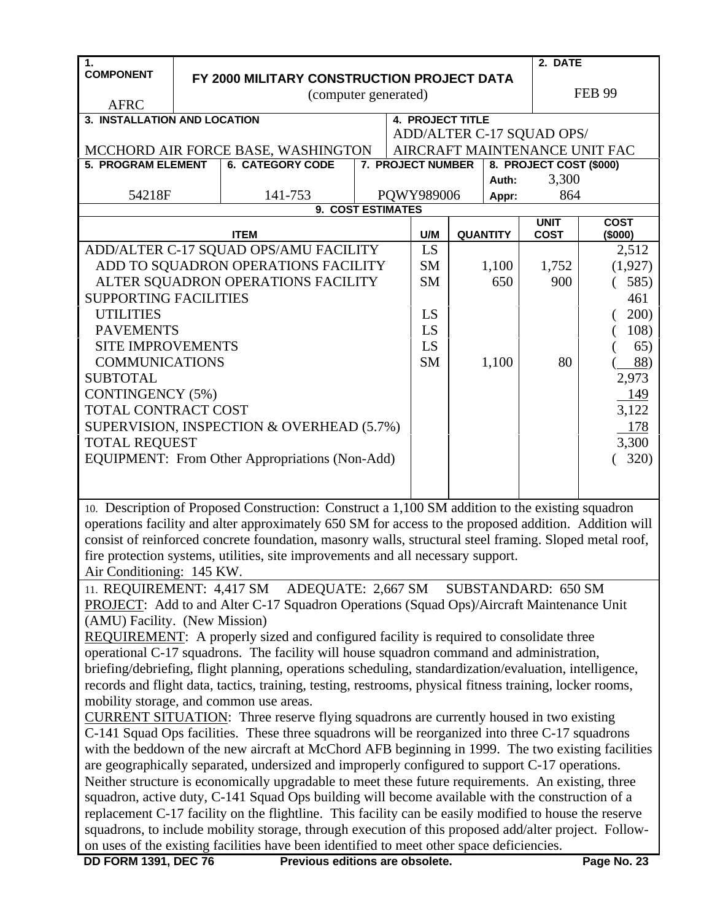| 1. COMPONENT<br><br>AFRC | FY 2000 MILITARY CONSTRUCTION PROJECT DATA<br>(computer generated) | 2. DATE<br><br>FEB 99 |
|---|---|---|

| 3. INSTALLATION AND LOCATION | 4. PROJECT TITLE |
|---|---|
| MCCHORD AIR FORCE BASE, WASHINGTON | ADD/ALTER C-17 SQUAD OPS/ AIRCRAFT MAINTENANCE UNIT FAC |

| 5. PROGRAM ELEMENT | 6. CATEGORY CODE | 7. PROJECT NUMBER | 8. PROJECT COST ($000) |
|---|---|---|---|
| 54218F | 141-753 | PQWY989006 | Auth: 3,300<br>Appr: 864 |

**9. COST ESTIMATES**

| ITEM | U/M | QUANTITY | UNIT COST | COST ($000) |
|---|---|---|---|---|
| ADD/ALTER C-17 SQUAD OPS/AMU FACILITY | LS | | | 2,512 |
| ADD TO SQUADRON OPERATIONS FACILITY | SM | 1,100 | 1,752 | (1,927) |
| ALTER SQUADRON OPERATIONS FACILITY | SM | 650 | 900 | ( 585) |
| SUPPORTING FACILITIES | | | | 461 |
| UTILITIES | LS | | | ( 200) |
| PAVEMENTS | LS | | | ( 108) |
| SITE IMPROVEMENTS | LS | | | ( 65) |
| COMMUNICATIONS | SM | 1,100 | 80 | ( 88) |
| SUBTOTAL | | | | 2,973 |
| CONTINGENCY (5%) | | | | 149 |
| TOTAL CONTRACT COST | | | | 3,122 |
| SUPERVISION, INSPECTION & OVERHEAD (5.7%) | | | | 178 |
| TOTAL REQUEST | | | | 3,300 |
| EQUIPMENT: From Other Appropriations (Non-Add) | | | | ( 320) |

10. Description of Proposed Construction: Construct a 1,100 SM addition to the existing squadron operations facility and alter approximately 650 SM for access to the proposed addition. Addition will consist of reinforced concrete foundation, masonry walls, structural steel framing. Sloped metal roof, fire protection systems, utilities, site improvements and all necessary support.
Air Conditioning: 145 KW.

11. REQUIREMENT: 4,417 SM  ADEQUATE: 2,667 SM  SUBSTANDARD: 650 SM

PROJECT: Add to and Alter C-17 Squadron Operations (Squad Ops)/Aircraft Maintenance Unit (AMU) Facility. (New Mission)

REQUIREMENT: A properly sized and configured facility is required to consolidate three operational C-17 squadrons. The facility will house squadron command and administration, briefing/debriefing, flight planning, operations scheduling, standardization/evaluation, intelligence, records and flight data, tactics, training, testing, restrooms, physical fitness training, locker rooms, mobility storage, and common use areas.

CURRENT SITUATION: Three reserve flying squadrons are currently housed in two existing C-141 Squad Ops facilities. These three squadrons will be reorganized into three C-17 squadrons with the beddown of the new aircraft at McChord AFB beginning in 1999. The two existing facilities are geographically separated, undersized and improperly configured to support C-17 operations. Neither structure is economically upgradable to meet these future requirements. An existing, three squadron, active duty, C-141 Squad Ops building will become available with the construction of a replacement C-17 facility on the flightline. This facility can be easily modified to house the reserve squadrons, to include mobility storage, through execution of this proposed add/alter project. Follow-on uses of the existing facilities have been identified to meet other space deficiencies.

DD FORM 1391, DEC 76  Previous editions are obsolete.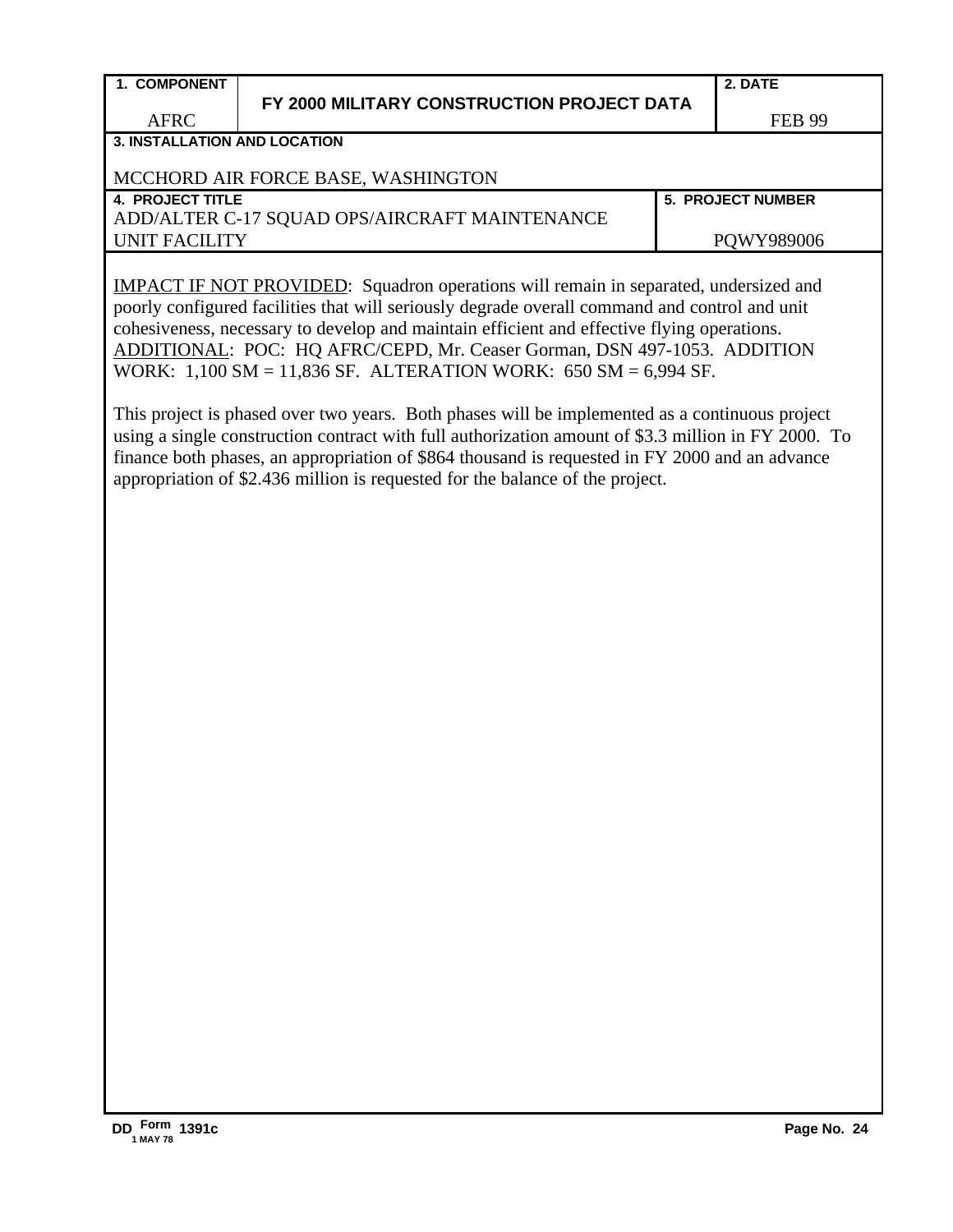| 1. COMPONENT | FY 2000 MILITARY CONSTRUCTION PROJECT DATA | 2. DATE |
|---|---|---|
| AFRC | | FEB 99 |

| 3. INSTALLATION AND LOCATION |
|---|
| MCCHORD AIR FORCE BASE, WASHINGTON |

| 4. PROJECT TITLE | 5. PROJECT NUMBER |
|---|---|
| ADD/ALTER C-17 SQUAD OPS/AIRCRAFT MAINTENANCE UNIT FACILITY | PQWY989006 |

IMPACT IF NOT PROVIDED: Squadron operations will remain in separated, undersized and poorly configured facilities that will seriously degrade overall command and control and unit cohesiveness, necessary to develop and maintain efficient and effective flying operations.
ADDITIONAL: POC: HQ AFRC/CEPD, Mr. Ceaser Gorman, DSN 497-1053. ADDITION WORK: 1,100 SM = 11,836 SF. ALTERATION WORK: 650 SM = 6,994 SF.

This project is phased over two years. Both phases will be implemented as a continuous project using a single construction contract with full authorization amount of $3.3 million in FY 2000. To finance both phases, an appropriation of $864 thousand is requested in FY 2000 and an advance appropriation of $2.436 million is requested for the balance of the project.

DD Form 1391c, 1 MAY 78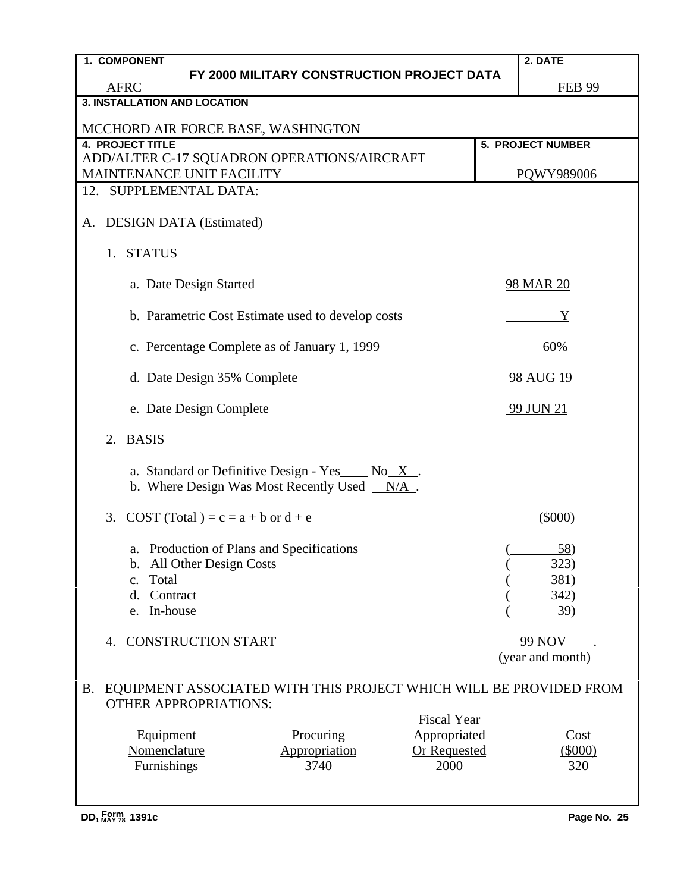| 1. COMPONENT | FY 2000 MILITARY CONSTRUCTION PROJECT DATA | 2. DATE |
|---|---|---|
| AFRC | | FEB 99 |

**3. INSTALLATION AND LOCATION**

MCCHORD AIR FORCE BASE, WASHINGTON

| 4. PROJECT TITLE | 5. PROJECT NUMBER |
|---|---|
| ADD/ALTER C-17 SQUADRON OPERATIONS/AIRCRAFT MAINTENANCE UNIT FACILITY | PQWY989006 |

12. SUPPLEMENTAL DATA:

A. DESIGN DATA (Estimated)

1. STATUS

   a. Date Design Started — 98 MAR 20

   b. Parametric Cost Estimate used to develop costs — Y

   c. Percentage Complete as of January 1, 1999 — 60%

   d. Date Design 35% Complete — 98 AUG 19

   e. Date Design Complete — 99 JUN 21

2. BASIS

   a. Standard or Definitive Design - Yes____ No_X_.
   b. Where Design Was Most Recently Used __N/A_.

3. COST (Total ) = c = a + b or d + e — ($000)

   a. Production of Plans and Specifications — (58)
   b. All Other Design Costs — (323)
   c. Total — (381)
   d. Contract — (342)
   e. In-house — (39)

4. CONSTRUCTION START — 99 NOV (year and month)

B. EQUIPMENT ASSOCIATED WITH THIS PROJECT WHICH WILL BE PROVIDED FROM OTHER APPROPRIATIONS:

| Equipment Nomenclature | Procuring Appropriation | Fiscal Year Appropriated Or Requested | Cost ($000) |
|---|---|---|---|
| Furnishings | 3740 | 2000 | 320 |

DD Form 1391c, 1 MAY 78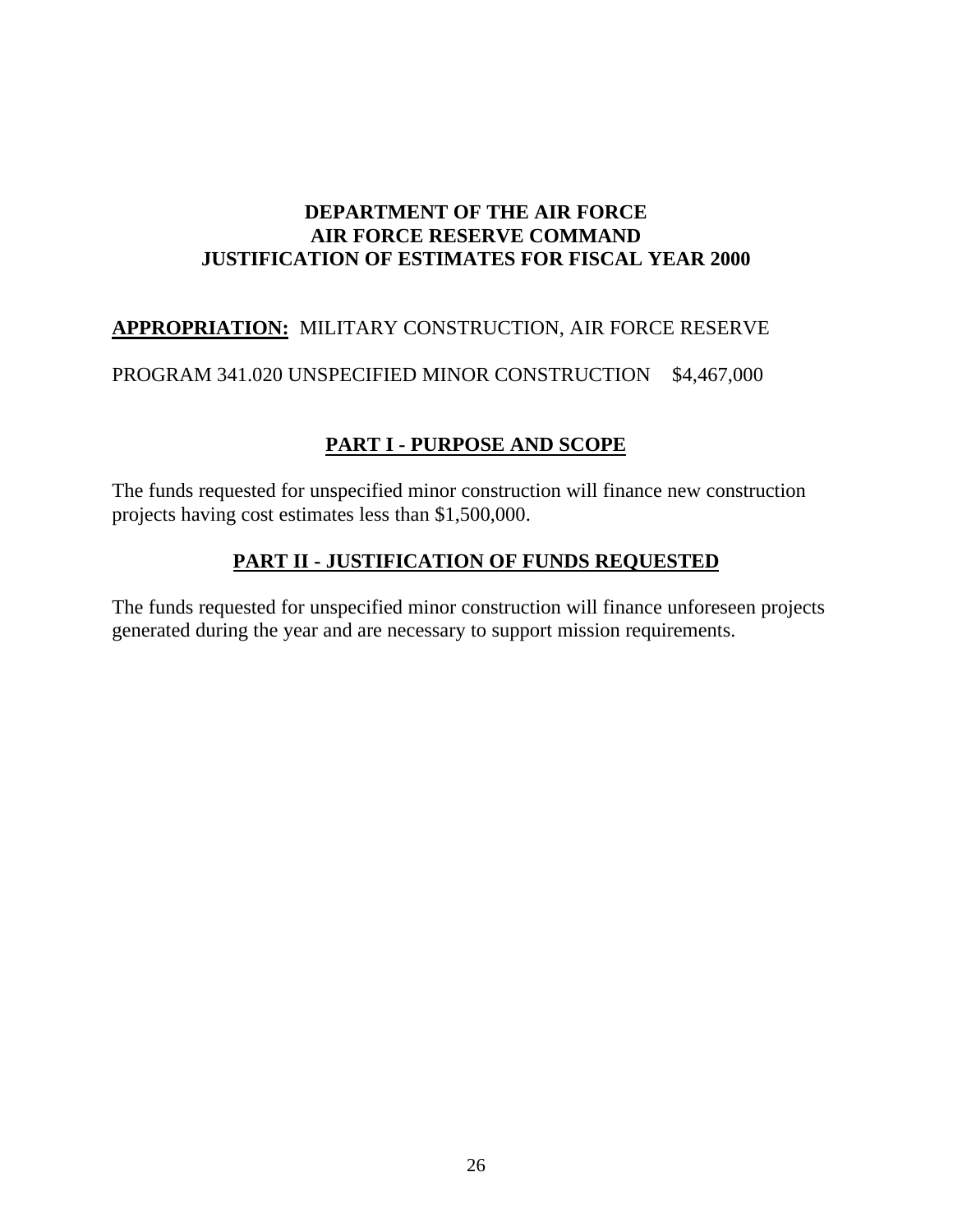**DEPARTMENT OF THE AIR FORCE**
**AIR FORCE RESERVE COMMAND**
**JUSTIFICATION OF ESTIMATES FOR FISCAL YEAR 2000**

**APPROPRIATION:** MILITARY CONSTRUCTION, AIR FORCE RESERVE

PROGRAM 341.020 UNSPECIFIED MINOR CONSTRUCTION $4,467,000

## PART I - PURPOSE AND SCOPE

The funds requested for unspecified minor construction will finance new construction projects having cost estimates less than $1,500,000.

## PART II - JUSTIFICATION OF FUNDS REQUESTED

The funds requested for unspecified minor construction will finance unforeseen projects generated during the year and are necessary to support mission requirements.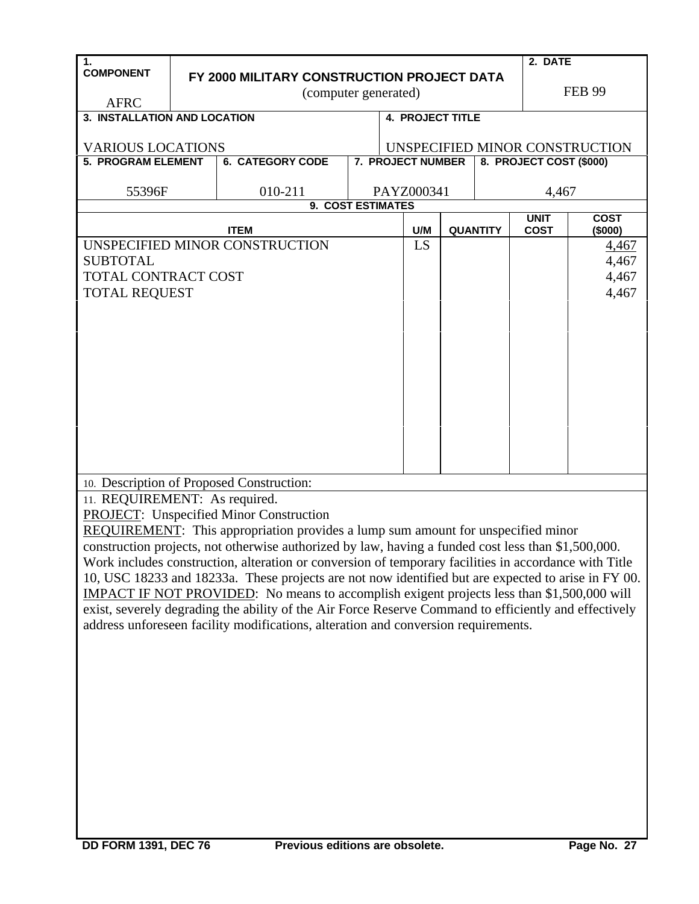| 1. COMPONENT | FY 2000 MILITARY CONSTRUCTION PROJECT DATA (computer generated) | 2. DATE |
|---|---|---|
| AFRC | | FEB 99 |

| 3. INSTALLATION AND LOCATION | 4. PROJECT TITLE |
|---|---|
| VARIOUS LOCATIONS | UNSPECIFIED MINOR CONSTRUCTION |

| 5. PROGRAM ELEMENT | 6. CATEGORY CODE | 7. PROJECT NUMBER | 8. PROJECT COST ($000) |
|---|---|---|---|
| 55396F | 010-211 | PAYZ000341 | 4,467 |

**9. COST ESTIMATES**

| ITEM | U/M | QUANTITY | UNIT COST | COST ($000) |
|---|---|---|---|---|
| UNSPECIFIED MINOR CONSTRUCTION | LS | | | 4,467 |
| SUBTOTAL | | | | 4,467 |
| TOTAL CONTRACT COST | | | | 4,467 |
| TOTAL REQUEST | | | | 4,467 |

10. Description of Proposed Construction:

11. REQUIREMENT: As required.

PROJECT: Unspecified Minor Construction

REQUIREMENT: This appropriation provides a lump sum amount for unspecified minor construction projects, not otherwise authorized by law, having a funded cost less than $1,500,000. Work includes construction, alteration or conversion of temporary facilities in accordance with Title 10, USC 18233 and 18233a. These projects are not now identified but are expected to arise in FY 00.

IMPACT IF NOT PROVIDED: No means to accomplish exigent projects less than $1,500,000 will exist, severely degrading the ability of the Air Force Reserve Command to efficiently and effectively address unforeseen facility modifications, alteration and conversion requirements.

DD FORM 1391, DEC 76 Previous editions are obsolete.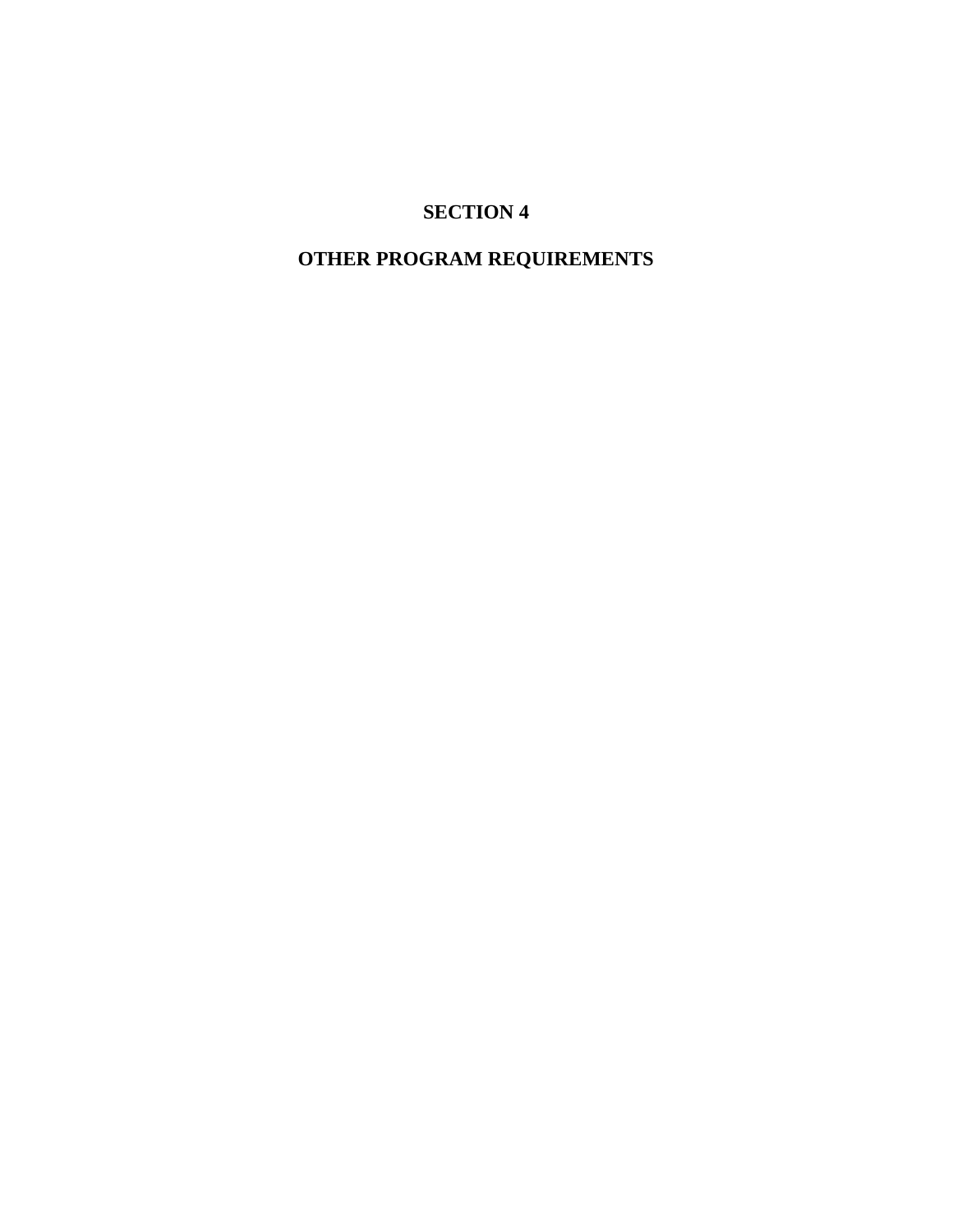# SECTION 4

# OTHER PROGRAM REQUIREMENTS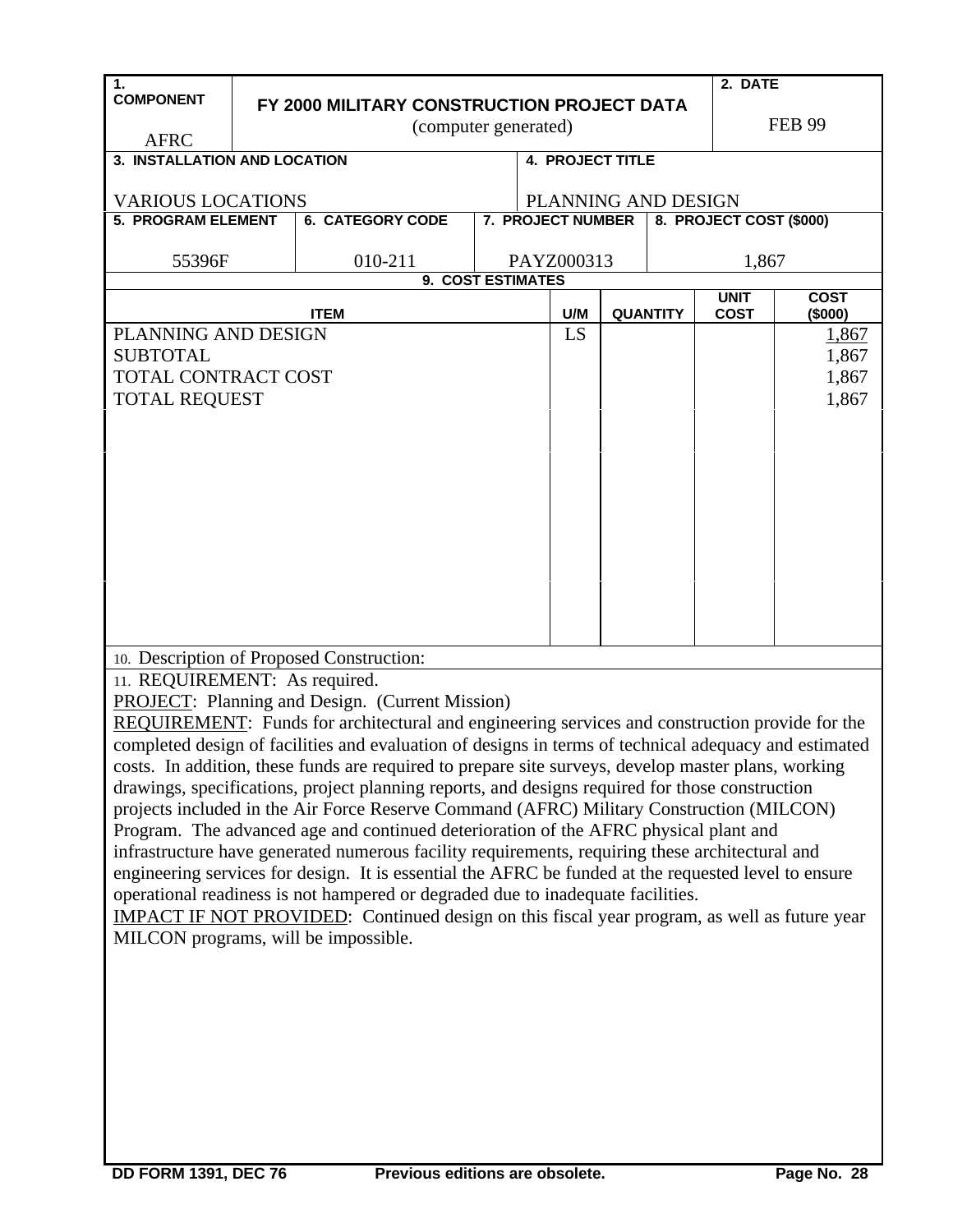| 1. COMPONENT | FY 2000 MILITARY CONSTRUCTION PROJECT DATA (computer generated) | 2. DATE |
|---|---|---|
| AFRC | | FEB 99 |

| 3. INSTALLATION AND LOCATION | 4. PROJECT TITLE |
|---|---|
| VARIOUS LOCATIONS | PLANNING AND DESIGN |

| 5. PROGRAM ELEMENT | 6. CATEGORY CODE | 7. PROJECT NUMBER | 8. PROJECT COST ($000) |
|---|---|---|---|
| 55396F | 010-211 | PAYZ000313 | 1,867 |

**9. COST ESTIMATES**

| ITEM | U/M | QUANTITY | UNIT COST | COST ($000) |
|---|---|---|---|---|
| PLANNING AND DESIGN | LS | | | 1,867 |
| SUBTOTAL | | | | 1,867 |
| TOTAL CONTRACT COST | | | | 1,867 |
| TOTAL REQUEST | | | | 1,867 |

10. Description of Proposed Construction:

11. REQUIREMENT: As required.

PROJECT: Planning and Design. (Current Mission)

REQUIREMENT: Funds for architectural and engineering services and construction provide for the completed design of facilities and evaluation of designs in terms of technical adequacy and estimated costs. In addition, these funds are required to prepare site surveys, develop master plans, working drawings, specifications, project planning reports, and designs required for those construction projects included in the Air Force Reserve Command (AFRC) Military Construction (MILCON) Program. The advanced age and continued deterioration of the AFRC physical plant and infrastructure have generated numerous facility requirements, requiring these architectural and engineering services for design. It is essential the AFRC be funded at the requested level to ensure operational readiness is not hampered or degraded due to inadequate facilities.

IMPACT IF NOT PROVIDED: Continued design on this fiscal year program, as well as future year MILCON programs, will be impossible.

DD FORM 1391, DEC 76 Previous editions are obsolete.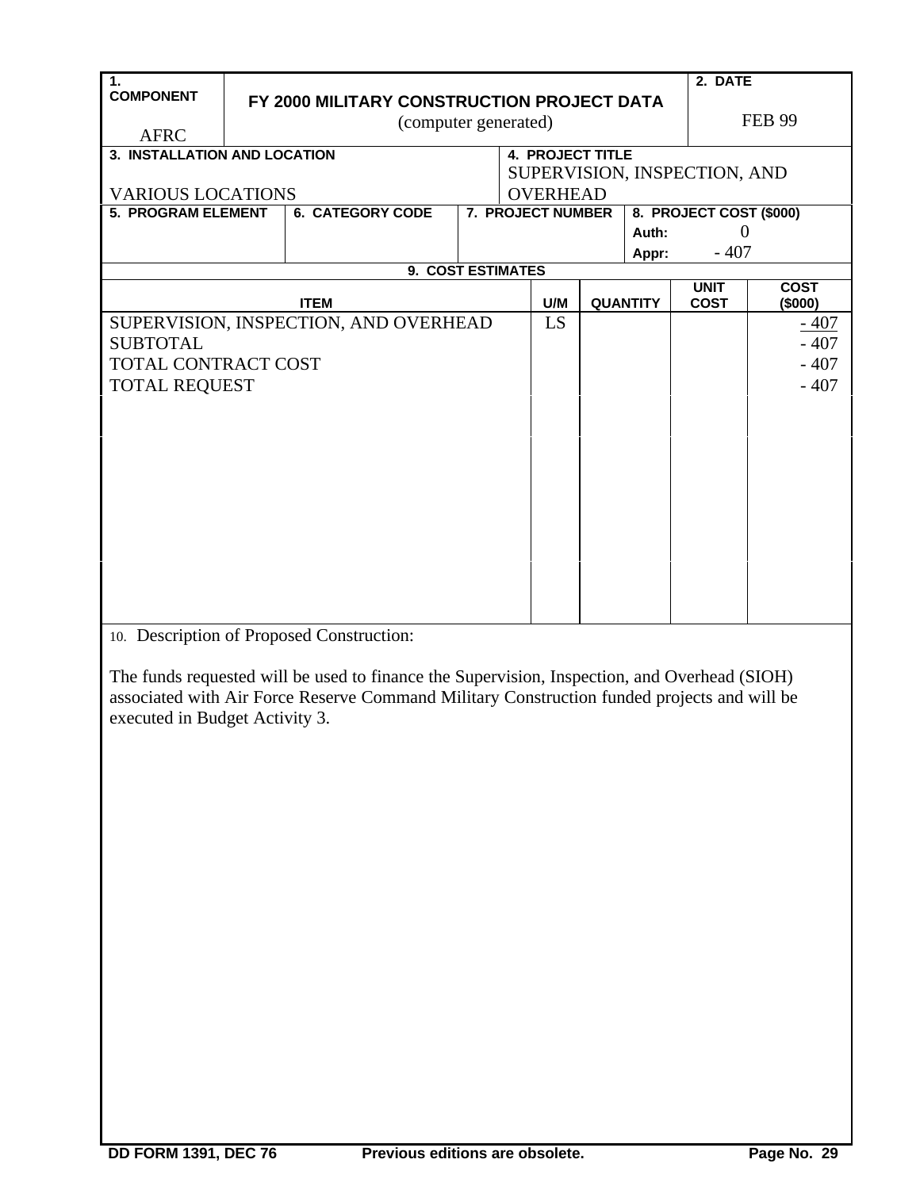| 1. COMPONENT | FY 2000 MILITARY CONSTRUCTION PROJECT DATA (computer generated) | 2. DATE |
|---|---|---|
| AFRC | | FEB 99 |

| 3. INSTALLATION AND LOCATION | 4. PROJECT TITLE |
|---|---|
| VARIOUS LOCATIONS | SUPERVISION, INSPECTION, AND OVERHEAD |

| 5. PROGRAM ELEMENT | 6. CATEGORY CODE | 7. PROJECT NUMBER | 8. PROJECT COST ($000) |
|---|---|---|---|
| | | | Auth: 0 |
| | | | Appr: - 407 |

**9. COST ESTIMATES**

| ITEM | U/M | QUANTITY | UNIT COST | COST ($000) |
|---|---|---|---|---|
| SUPERVISION, INSPECTION, AND OVERHEAD | LS | | | - 407 |
| SUBTOTAL | | | | - 407 |
| TOTAL CONTRACT COST | | | | - 407 |
| TOTAL REQUEST | | | | - 407 |

10. Description of Proposed Construction:

The funds requested will be used to finance the Supervision, Inspection, and Overhead (SIOH) associated with Air Force Reserve Command Military Construction funded projects and will be executed in Budget Activity 3.

DD FORM 1391, DEC 76 Previous editions are obsolete.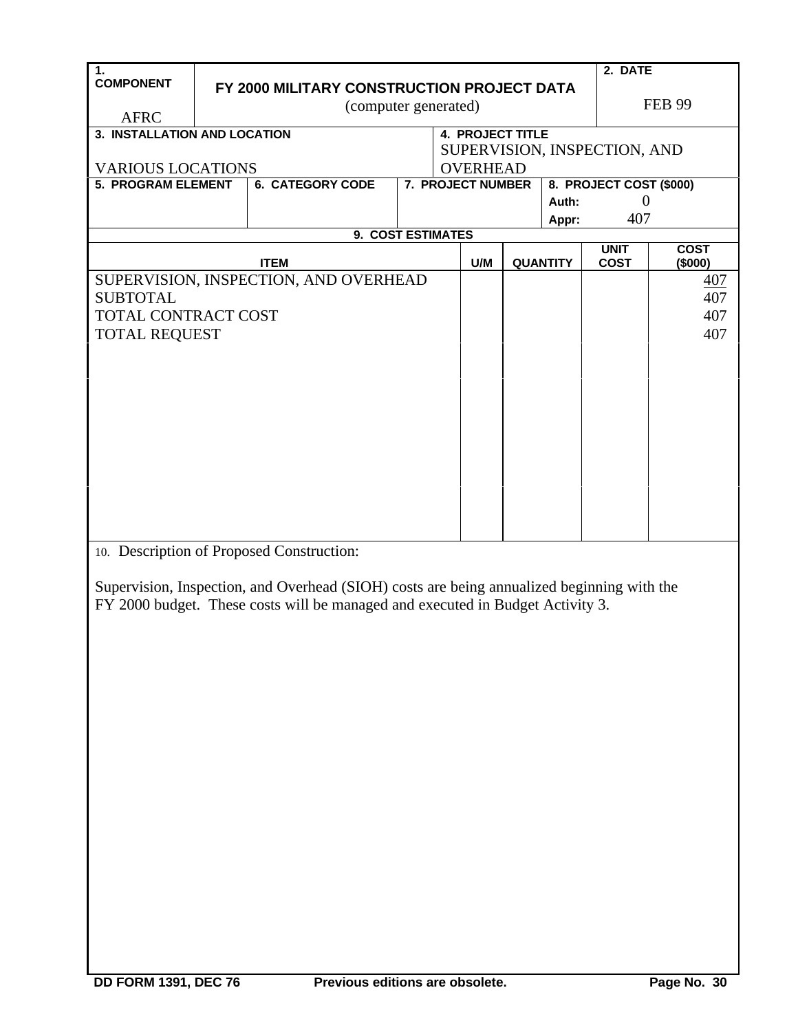| 1. COMPONENT | FY 2000 MILITARY CONSTRUCTION PROJECT DATA (computer generated) | 2. DATE |
|---|---|---|
| AFRC | | FEB 99 |

| 3. INSTALLATION AND LOCATION | 4. PROJECT TITLE |
|---|---|
| VARIOUS LOCATIONS | SUPERVISION, INSPECTION, AND OVERHEAD |

| 5. PROGRAM ELEMENT | 6. CATEGORY CODE | 7. PROJECT NUMBER | 8. PROJECT COST ($000) |
|---|---|---|---|
| | | | Auth: 0 |
| | | | Appr: 407 |

**9. COST ESTIMATES**

| ITEM | U/M | QUANTITY | UNIT COST | COST ($000) |
|---|---|---|---|---|
| SUPERVISION, INSPECTION, AND OVERHEAD | | | | 407 |
| SUBTOTAL | | | | 407 |
| TOTAL CONTRACT COST | | | | 407 |
| TOTAL REQUEST | | | | 407 |

10. Description of Proposed Construction:

Supervision, Inspection, and Overhead (SIOH) costs are being annualized beginning with the FY 2000 budget. These costs will be managed and executed in Budget Activity 3.

DD FORM 1391, DEC 76 Previous editions are obsolete.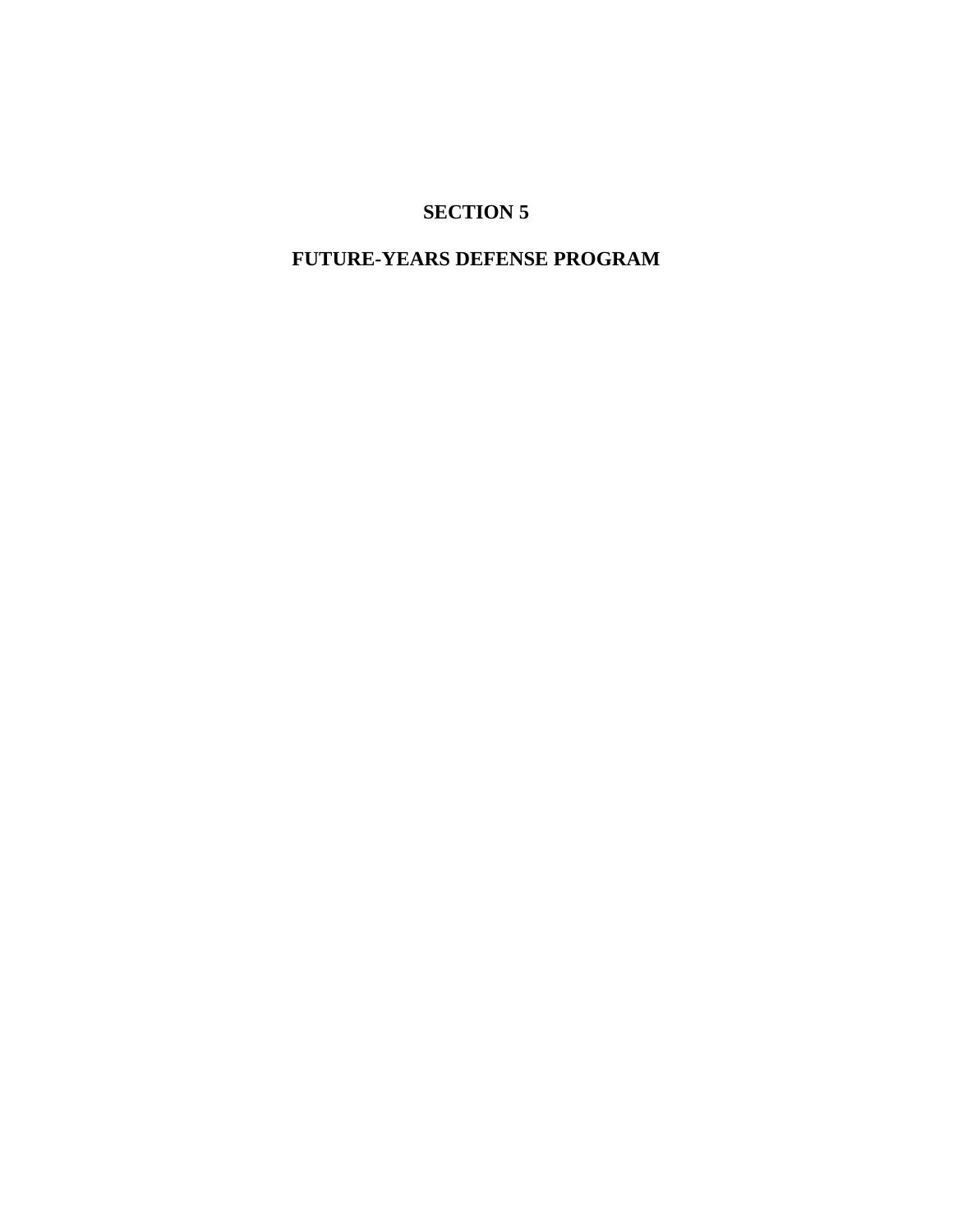# SECTION 5

# FUTURE-YEARS DEFENSE PROGRAM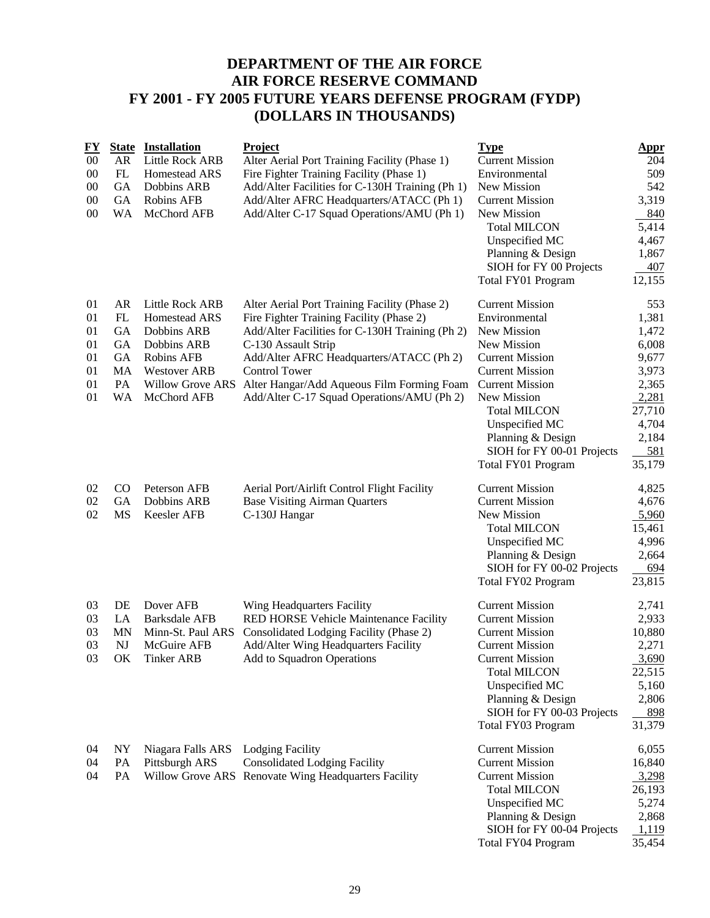# DEPARTMENT OF THE AIR FORCE
# AIR FORCE RESERVE COMMAND
# FY 2001 - FY 2005 FUTURE YEARS DEFENSE PROGRAM (FYDP)
# (DOLLARS IN THOUSANDS)

| FY | State | Installation | Project | Type | Appr |
|---|---|---|---|---|---|
| 00 | AR | Little Rock ARB | Alter Aerial Port Training Facility (Phase 1) | Current Mission | 204 |
| 00 | FL | Homestead ARS | Fire Fighter Training Facility (Phase 1) | Environmental | 509 |
| 00 | GA | Dobbins ARB | Add/Alter Facilities for C-130H Training (Ph 1) | New Mission | 542 |
| 00 | GA | Robins AFB | Add/Alter AFRC Headquarters/ATACC (Ph 1) | Current Mission | 3,319 |
| 00 | WA | McChord AFB | Add/Alter C-17 Squad Operations/AMU (Ph 1) | New Mission | 840 |
| | | | | Total MILCON | 5,414 |
| | | | | Unspecified MC | 4,467 |
| | | | | Planning & Design | 1,867 |
| | | | | SIOH for FY 00 Projects | 407 |
| | | | | Total FY01 Program | 12,155 |
| 01 | AR | Little Rock ARB | Alter Aerial Port Training Facility (Phase 2) | Current Mission | 553 |
| 01 | FL | Homestead ARS | Fire Fighter Training Facility (Phase 2) | Environmental | 1,381 |
| 01 | GA | Dobbins ARB | Add/Alter Facilities for C-130H Training (Ph 2) | New Mission | 1,472 |
| 01 | GA | Dobbins ARB | C-130 Assault Strip | New Mission | 6,008 |
| 01 | GA | Robins AFB | Add/Alter AFRC Headquarters/ATACC (Ph 2) | Current Mission | 9,677 |
| 01 | MA | Westover ARB | Control Tower | Current Mission | 3,973 |
| 01 | PA | Willow Grove ARS | Alter Hangar/Add Aqueous Film Forming Foam | Current Mission | 2,365 |
| 01 | WA | McChord AFB | Add/Alter C-17 Squad Operations/AMU (Ph 2) | New Mission | 2,281 |
| | | | | Total MILCON | 27,710 |
| | | | | Unspecified MC | 4,704 |
| | | | | Planning & Design | 2,184 |
| | | | | SIOH for FY 00-01 Projects | 581 |
| | | | | Total FY01 Program | 35,179 |
| 02 | CO | Peterson AFB | Aerial Port/Airlift Control Flight Facility | Current Mission | 4,825 |
| 02 | GA | Dobbins ARB | Base Visiting Airman Quarters | Current Mission | 4,676 |
| 02 | MS | Keesler AFB | C-130J Hangar | New Mission | 5,960 |
| | | | | Total MILCON | 15,461 |
| | | | | Unspecified MC | 4,996 |
| | | | | Planning & Design | 2,664 |
| | | | | SIOH for FY 00-02 Projects | 694 |
| | | | | Total FY02 Program | 23,815 |
| 03 | DE | Dover AFB | Wing Headquarters Facility | Current Mission | 2,741 |
| 03 | LA | Barksdale AFB | RED HORSE Vehicle Maintenance Facility | Current Mission | 2,933 |
| 03 | MN | Minn-St. Paul ARS | Consolidated Lodging Facility (Phase 2) | Current Mission | 10,880 |
| 03 | NJ | McGuire AFB | Add/Alter Wing Headquarters Facility | Current Mission | 2,271 |
| 03 | OK | Tinker ARB | Add to Squadron Operations | Current Mission | 3,690 |
| | | | | Total MILCON | 22,515 |
| | | | | Unspecified MC | 5,160 |
| | | | | Planning & Design | 2,806 |
| | | | | SIOH for FY 00-03 Projects | 898 |
| | | | | Total FY03 Program | 31,379 |
| 04 | NY | Niagara Falls ARS | Lodging Facility | Current Mission | 6,055 |
| 04 | PA | Pittsburgh ARS | Consolidated Lodging Facility | Current Mission | 16,840 |
| 04 | PA | Willow Grove ARS | Renovate Wing Headquarters Facility | Current Mission | 3,298 |
| | | | | Total MILCON | 26,193 |
| | | | | Unspecified MC | 5,274 |
| | | | | Planning & Design | 2,868 |
| | | | | SIOH for FY 00-04 Projects | 1,119 |
| | | | | Total FY04 Program | 35,454 |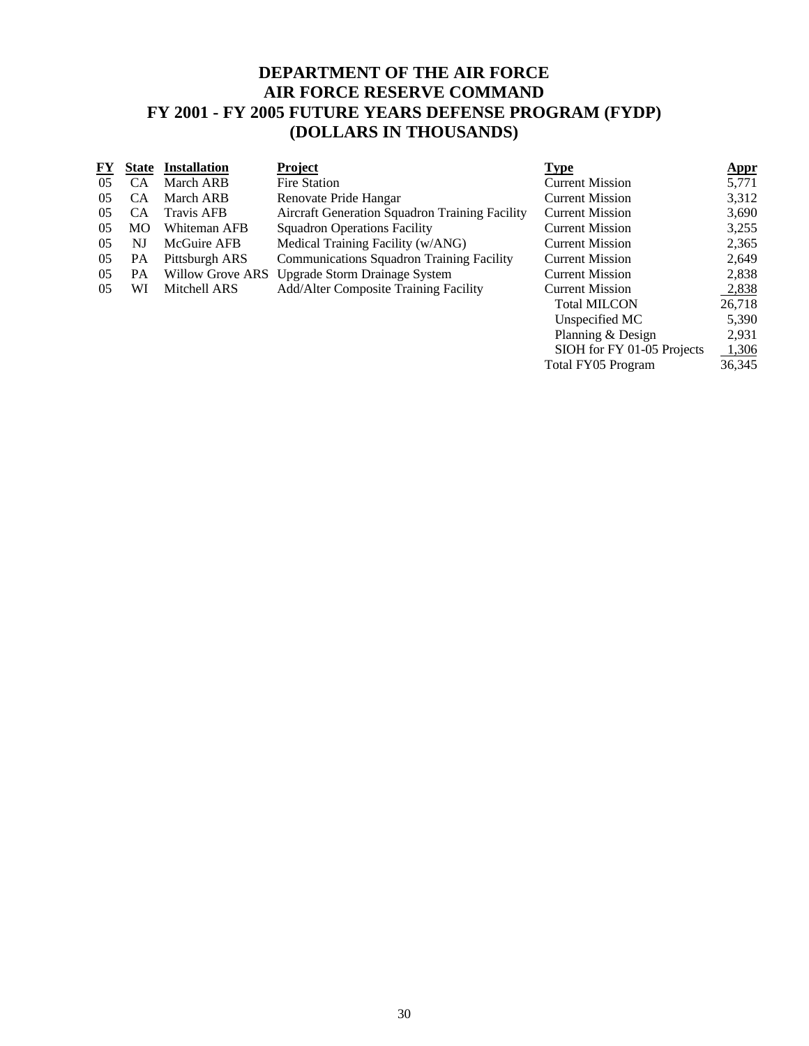# DEPARTMENT OF THE AIR FORCE
# AIR FORCE RESERVE COMMAND
# FY 2001 - FY 2005 FUTURE YEARS DEFENSE PROGRAM (FYDP)
# (DOLLARS IN THOUSANDS)

| FY | State | Installation | Project | Type | Appr |
|---|---|---|---|---|---|
| 05 | CA | March ARB | Fire Station | Current Mission | 5,771 |
| 05 | CA | March ARB | Renovate Pride Hangar | Current Mission | 3,312 |
| 05 | CA | Travis AFB | Aircraft Generation Squadron Training Facility | Current Mission | 3,690 |
| 05 | MO | Whiteman AFB | Squadron Operations Facility | Current Mission | 3,255 |
| 05 | NJ | McGuire AFB | Medical Training Facility (w/ANG) | Current Mission | 2,365 |
| 05 | PA | Pittsburgh ARS | Communications Squadron Training Facility | Current Mission | 2,649 |
| 05 | PA | Willow Grove ARS | Upgrade Storm Drainage System | Current Mission | 2,838 |
| 05 | WI | Mitchell ARS | Add/Alter Composite Training Facility | Current Mission | 2,838 |
| | | | | Total MILCON | 26,718 |
| | | | | Unspecified MC | 5,390 |
| | | | | Planning & Design | 2,931 |
| | | | | SIOH for FY 01-05 Projects | 1,306 |
| | | | | Total FY05 Program | 36,345 |